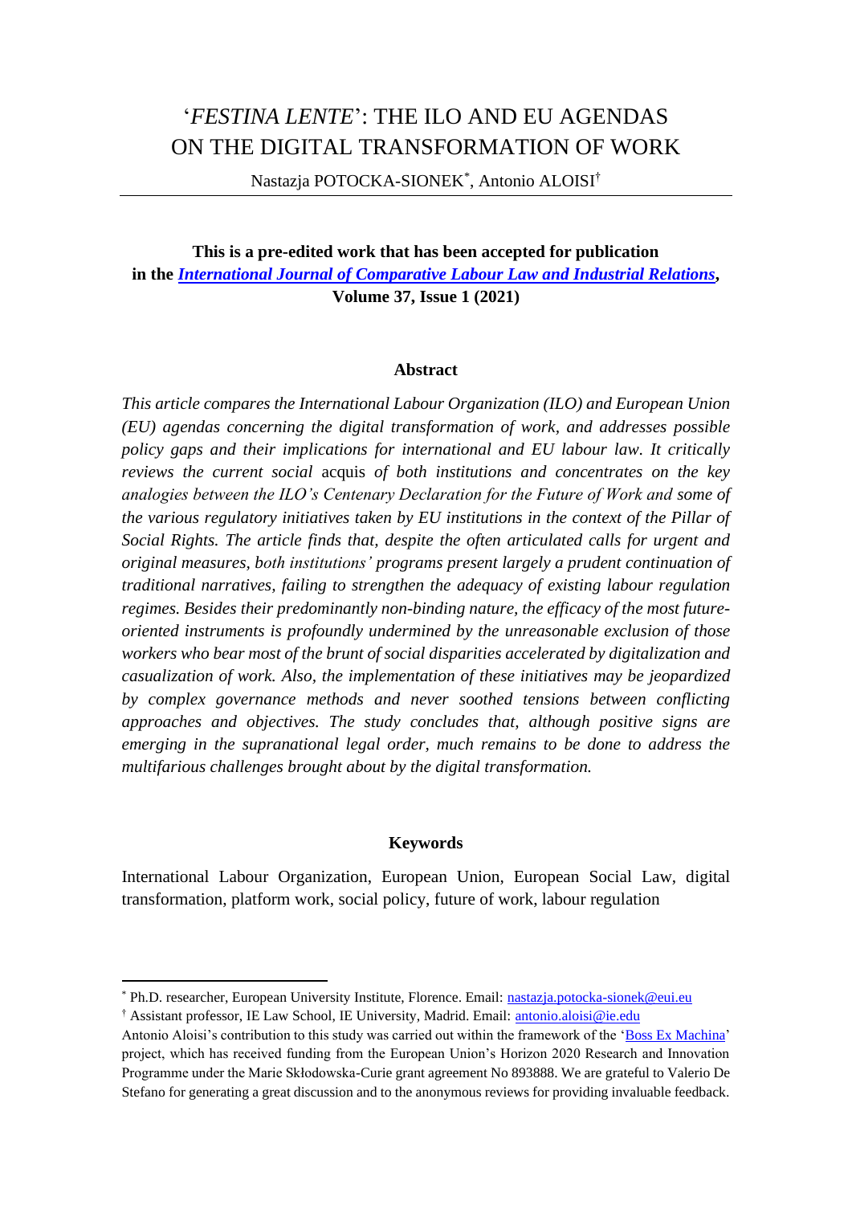# '*FESTINA LENTE*': THE ILO AND EU AGENDAS ON THE DIGITAL TRANSFORMATION OF WORK

Nastazja POTOCKA-SIONEK[*], Antonio ALOISI[†]

---

**This is a pre-edited work that has been accepted for publication in the *International Journal of Comparative Labour Law and Industrial Relations*, Volume 37, Issue 1 (2021)**

## Abstract

*This article compares the International Labour Organization (ILO) and European Union (EU) agendas concerning the digital transformation of work, and addresses possible policy gaps and their implications for international and EU labour law. It critically reviews the current social* acquis *of both institutions and concentrates on the key analogies between the ILO's Centenary Declaration for the Future of Work and some of the various regulatory initiatives taken by EU institutions in the context of the Pillar of Social Rights. The article finds that, despite the often articulated calls for urgent and original measures, both institutions' programs present largely a prudent continuation of traditional narratives, failing to strengthen the adequacy of existing labour regulation regimes. Besides their predominantly non-binding nature, the efficacy of the most future-oriented instruments is profoundly undermined by the unreasonable exclusion of those workers who bear most of the brunt of social disparities accelerated by digitalization and casualization of work. Also, the implementation of these initiatives may be jeopardized by complex governance methods and never soothed tensions between conflicting approaches and objectives. The study concludes that, although positive signs are emerging in the supranational legal order, much remains to be done to address the multifarious challenges brought about by the digital transformation.*

## Keywords

International Labour Organization, European Union, European Social Law, digital transformation, platform work, social policy, future of work, labour regulation

---

[*] Ph.D. researcher, European University Institute, Florence. Email: nastazja.potocka-sionek@eui.eu

[†] Assistant professor, IE Law School, IE University, Madrid. Email: antonio.aloisi@ie.edu

Antonio Aloisi's contribution to this study was carried out within the framework of the 'Boss Ex Machina' project, which has received funding from the European Union's Horizon 2020 Research and Innovation Programme under the Marie Skłodowska-Curie grant agreement No 893888. We are grateful to Valerio De Stefano for generating a great discussion and to the anonymous reviews for providing invaluable feedback.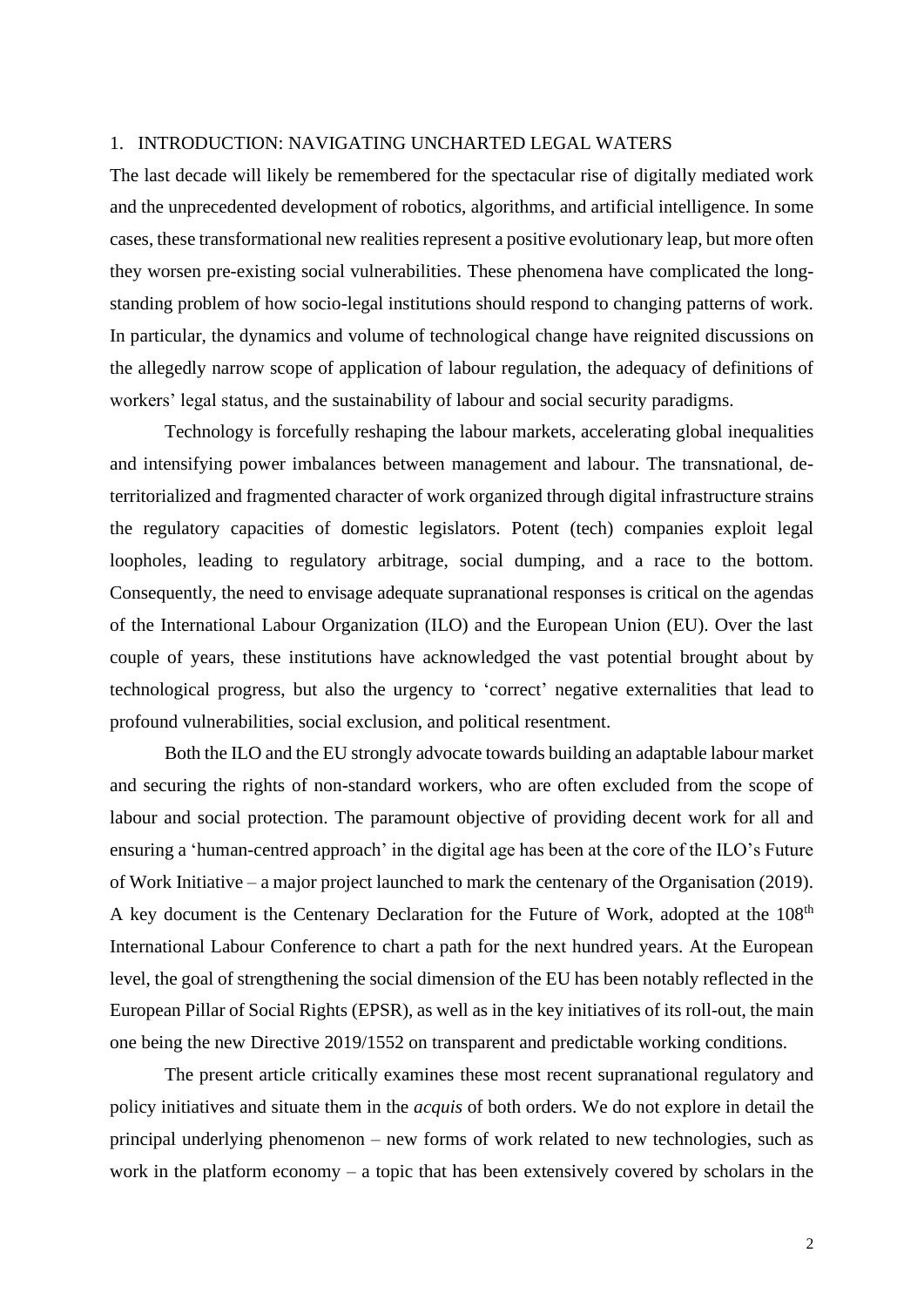## 1. INTRODUCTION: NAVIGATING UNCHARTED LEGAL WATERS

The last decade will likely be remembered for the spectacular rise of digitally mediated work and the unprecedented development of robotics, algorithms, and artificial intelligence. In some cases, these transformational new realities represent a positive evolutionary leap, but more often they worsen pre-existing social vulnerabilities. These phenomena have complicated the long-standing problem of how socio-legal institutions should respond to changing patterns of work. In particular, the dynamics and volume of technological change have reignited discussions on the allegedly narrow scope of application of labour regulation, the adequacy of definitions of workers' legal status, and the sustainability of labour and social security paradigms.

Technology is forcefully reshaping the labour markets, accelerating global inequalities and intensifying power imbalances between management and labour. The transnational, de-territorialized and fragmented character of work organized through digital infrastructure strains the regulatory capacities of domestic legislators. Potent (tech) companies exploit legal loopholes, leading to regulatory arbitrage, social dumping, and a race to the bottom. Consequently, the need to envisage adequate supranational responses is critical on the agendas of the International Labour Organization (ILO) and the European Union (EU). Over the last couple of years, these institutions have acknowledged the vast potential brought about by technological progress, but also the urgency to 'correct' negative externalities that lead to profound vulnerabilities, social exclusion, and political resentment.

Both the ILO and the EU strongly advocate towards building an adaptable labour market and securing the rights of non-standard workers, who are often excluded from the scope of labour and social protection. The paramount objective of providing decent work for all and ensuring a 'human-centred approach' in the digital age has been at the core of the ILO's Future of Work Initiative – a major project launched to mark the centenary of the Organisation (2019). A key document is the Centenary Declaration for the Future of Work, adopted at the 108th International Labour Conference to chart a path for the next hundred years. At the European level, the goal of strengthening the social dimension of the EU has been notably reflected in the European Pillar of Social Rights (EPSR), as well as in the key initiatives of its roll-out, the main one being the new Directive 2019/1552 on transparent and predictable working conditions.

The present article critically examines these most recent supranational regulatory and policy initiatives and situate them in the *acquis* of both orders. We do not explore in detail the principal underlying phenomenon – new forms of work related to new technologies, such as work in the platform economy – a topic that has been extensively covered by scholars in the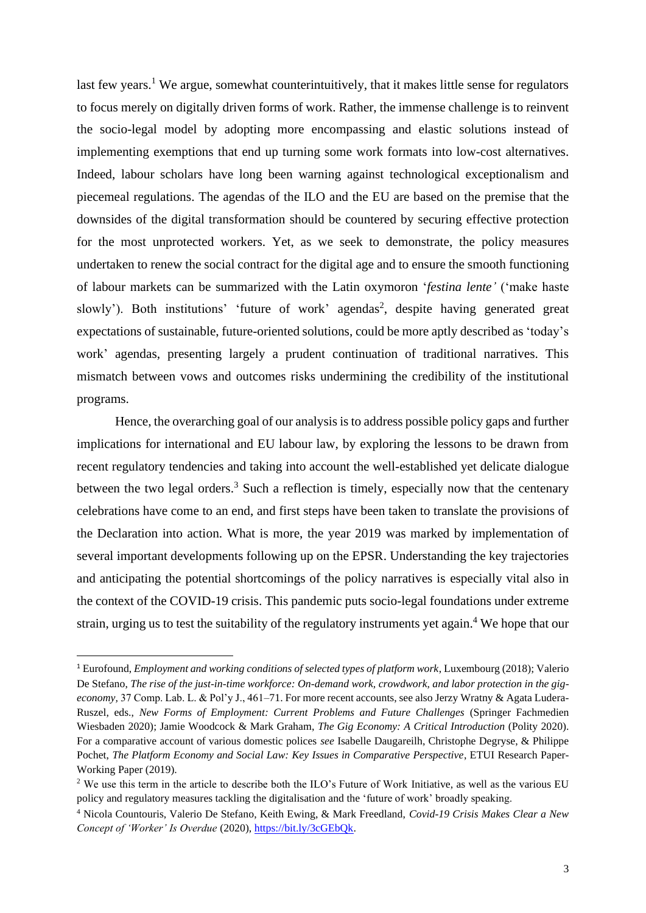last few years.[1] We argue, somewhat counterintuitively, that it makes little sense for regulators to focus merely on digitally driven forms of work. Rather, the immense challenge is to reinvent the socio-legal model by adopting more encompassing and elastic solutions instead of implementing exemptions that end up turning some work formats into low-cost alternatives. Indeed, labour scholars have long been warning against technological exceptionalism and piecemeal regulations. The agendas of the ILO and the EU are based on the premise that the downsides of the digital transformation should be countered by securing effective protection for the most unprotected workers. Yet, as we seek to demonstrate, the policy measures undertaken to renew the social contract for the digital age and to ensure the smooth functioning of labour markets can be summarized with the Latin oxymoron '*festina lente'* ('make haste slowly'). Both institutions' 'future of work' agendas[2], despite having generated great expectations of sustainable, future-oriented solutions, could be more aptly described as 'today's work' agendas, presenting largely a prudent continuation of traditional narratives. This mismatch between vows and outcomes risks undermining the credibility of the institutional programs.

Hence, the overarching goal of our analysis is to address possible policy gaps and further implications for international and EU labour law, by exploring the lessons to be drawn from recent regulatory tendencies and taking into account the well-established yet delicate dialogue between the two legal orders.[3] Such a reflection is timely, especially now that the centenary celebrations have come to an end, and first steps have been taken to translate the provisions of the Declaration into action. What is more, the year 2019 was marked by implementation of several important developments following up on the EPSR. Understanding the key trajectories and anticipating the potential shortcomings of the policy narratives is especially vital also in the context of the COVID-19 crisis. This pandemic puts socio-legal foundations under extreme strain, urging us to test the suitability of the regulatory instruments yet again.[4] We hope that our

---

[1] Eurofound, *Employment and working conditions of selected types of platform work*, Luxembourg (2018); Valerio De Stefano, *The rise of the just-in-time workforce: On-demand work, crowdwork, and labor protection in the gig-economy,* 37 Comp. Lab. L. & Pol'y J., 461–71. For more recent accounts, see also Jerzy Wratny & Agata Ludera-Ruszel, eds., *New Forms of Employment: Current Problems and Future Challenges* (Springer Fachmedien Wiesbaden 2020); Jamie Woodcock & Mark Graham, *The Gig Economy: A Critical Introduction* (Polity 2020). For a comparative account of various domestic polices *see* Isabelle Daugareilh, Christophe Degryse, & Philippe Pochet, *The Platform Economy and Social Law: Key Issues in Comparative Perspective*, ETUI Research Paper-Working Paper (2019).

[2] We use this term in the article to describe both the ILO's Future of Work Initiative, as well as the various EU policy and regulatory measures tackling the digitalisation and the 'future of work' broadly speaking.

[4] Nicola Countouris, Valerio De Stefano, Keith Ewing, & Mark Freedland, *Covid-19 Crisis Makes Clear a New Concept of 'Worker' Is Overdue* (2020), https://bit.ly/3cGEbQk.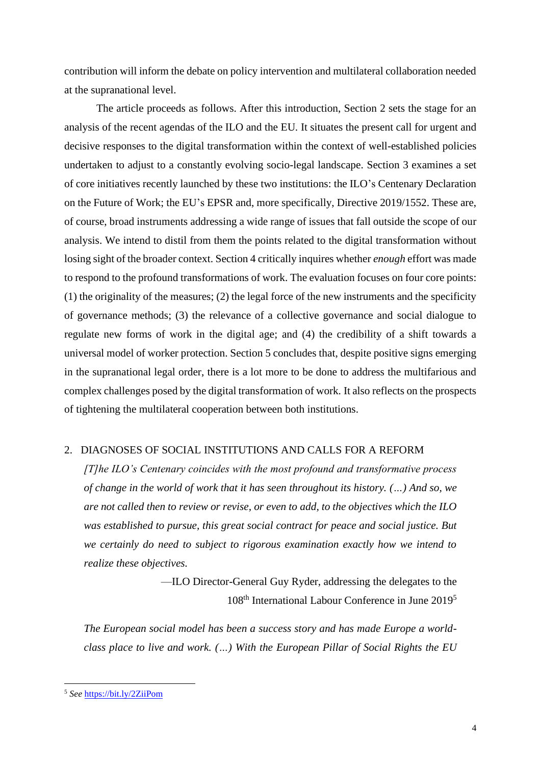contribution will inform the debate on policy intervention and multilateral collaboration needed at the supranational level.

The article proceeds as follows. After this introduction, Section 2 sets the stage for an analysis of the recent agendas of the ILO and the EU. It situates the present call for urgent and decisive responses to the digital transformation within the context of well-established policies undertaken to adjust to a constantly evolving socio-legal landscape. Section 3 examines a set of core initiatives recently launched by these two institutions: the ILO's Centenary Declaration on the Future of Work; the EU's EPSR and, more specifically, Directive 2019/1552. These are, of course, broad instruments addressing a wide range of issues that fall outside the scope of our analysis. We intend to distil from them the points related to the digital transformation without losing sight of the broader context. Section 4 critically inquires whether *enough* effort was made to respond to the profound transformations of work. The evaluation focuses on four core points: (1) the originality of the measures; (2) the legal force of the new instruments and the specificity of governance methods; (3) the relevance of a collective governance and social dialogue to regulate new forms of work in the digital age; and (4) the credibility of a shift towards a universal model of worker protection. Section 5 concludes that, despite positive signs emerging in the supranational legal order, there is a lot more to be done to address the multifarious and complex challenges posed by the digital transformation of work. It also reflects on the prospects of tightening the multilateral cooperation between both institutions.

## 2. DIAGNOSES OF SOCIAL INSTITUTIONS AND CALLS FOR A REFORM

> *[T]he ILO's Centenary coincides with the most profound and transformative process of change in the world of work that it has seen throughout its history. (…) And so, we are not called then to review or revise, or even to add, to the objectives which the ILO was established to pursue, this great social contract for peace and social justice. But we certainly do need to subject to rigorous examination exactly how we intend to realize these objectives.*
>
> —ILO Director-General Guy Ryder, addressing the delegates to the 108th International Labour Conference in June 2019[5]

> *The European social model has been a success story and has made Europe a world-class place to live and work. (…) With the European Pillar of Social Rights the EU*

[5] *See* https://bit.ly/2ZiiPom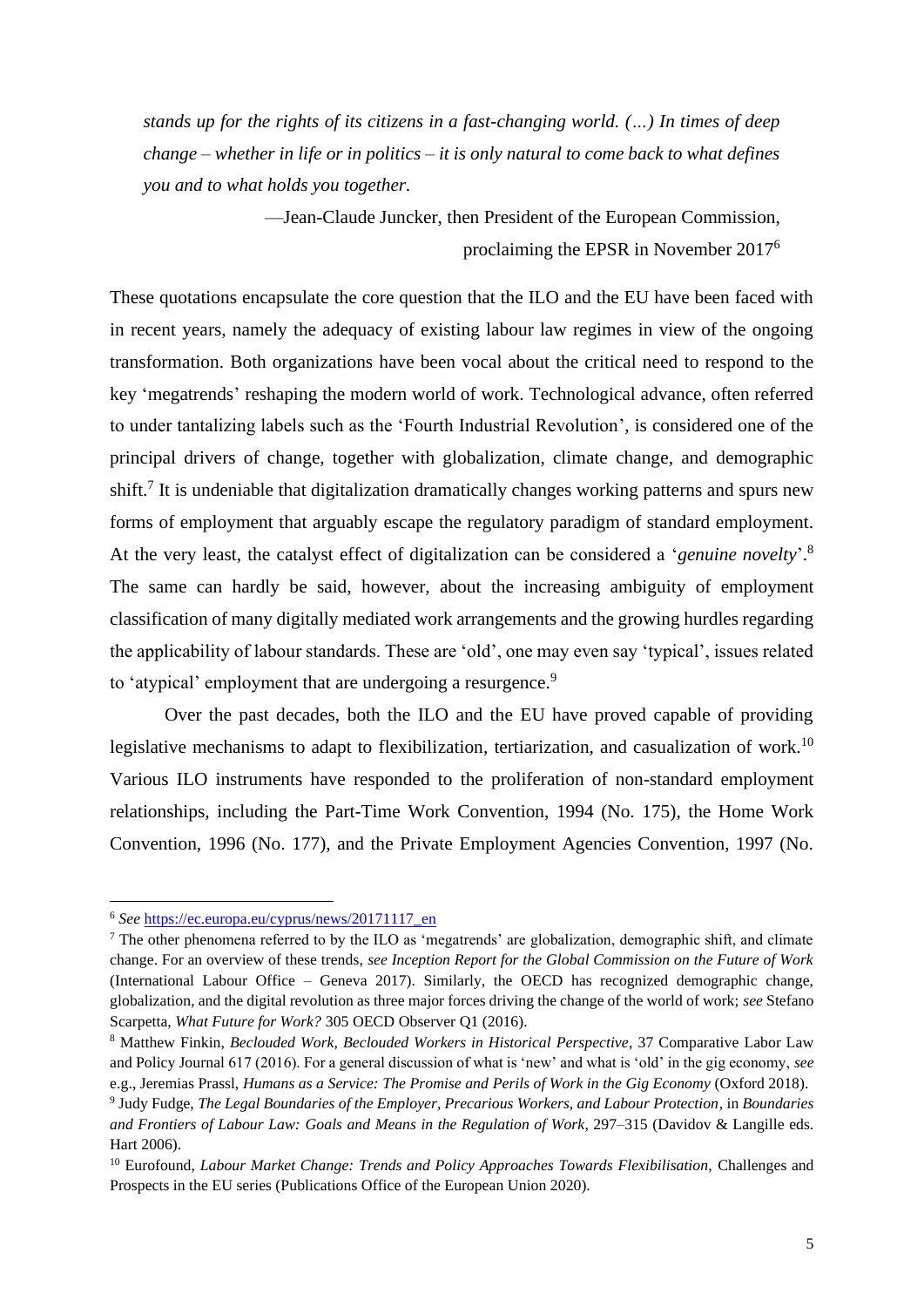*stands up for the rights of its citizens in a fast-changing world. (…) In times of deep change – whether in life or in politics – it is only natural to come back to what defines you and to what holds you together.*

—Jean-Claude Juncker, then President of the European Commission, proclaiming the EPSR in November 2017[6]

These quotations encapsulate the core question that the ILO and the EU have been faced with in recent years, namely the adequacy of existing labour law regimes in view of the ongoing transformation. Both organizations have been vocal about the critical need to respond to the key 'megatrends' reshaping the modern world of work. Technological advance, often referred to under tantalizing labels such as the 'Fourth Industrial Revolution', is considered one of the principal drivers of change, together with globalization, climate change, and demographic shift.[7] It is undeniable that digitalization dramatically changes working patterns and spurs new forms of employment that arguably escape the regulatory paradigm of standard employment. At the very least, the catalyst effect of digitalization can be considered a '*genuine novelty*'.[8] The same can hardly be said, however, about the increasing ambiguity of employment classification of many digitally mediated work arrangements and the growing hurdles regarding the applicability of labour standards. These are 'old', one may even say 'typical', issues related to 'atypical' employment that are undergoing a resurgence.[9]

Over the past decades, both the ILO and the EU have proved capable of providing legislative mechanisms to adapt to flexibilization, tertiarization, and casualization of work.[10] Various ILO instruments have responded to the proliferation of non-standard employment relationships, including the Part-Time Work Convention, 1994 (No. 175), the Home Work Convention, 1996 (No. 177), and the Private Employment Agencies Convention, 1997 (No.

---

[6] *See* https://ec.europa.eu/cyprus/news/20171117_en

[7] The other phenomena referred to by the ILO as 'megatrends' are globalization, demographic shift, and climate change. For an overview of these trends, *see Inception Report for the Global Commission on the Future of Work* (International Labour Office – Geneva 2017). Similarly, the OECD has recognized demographic change, globalization, and the digital revolution as three major forces driving the change of the world of work; *see* Stefano Scarpetta, *What Future for Work?* 305 OECD Observer Q1 (2016).

[8] Matthew Finkin, *Beclouded Work, Beclouded Workers in Historical Perspective*, 37 Comparative Labor Law and Policy Journal 617 (2016). For a general discussion of what is 'new' and what is 'old' in the gig economy, *see* e.g., Jeremias Prassl, *Humans as a Service: The Promise and Perils of Work in the Gig Economy* (Oxford 2018).

[9] Judy Fudge, *The Legal Boundaries of the Employer, Precarious Workers, and Labour Protection*, in *Boundaries and Frontiers of Labour Law: Goals and Means in the Regulation of Work*, 297–315 (Davidov & Langille eds. Hart 2006).

[10] Eurofound, *Labour Market Change: Trends and Policy Approaches Towards Flexibilisation,* Challenges and Prospects in the EU series (Publications Office of the European Union 2020).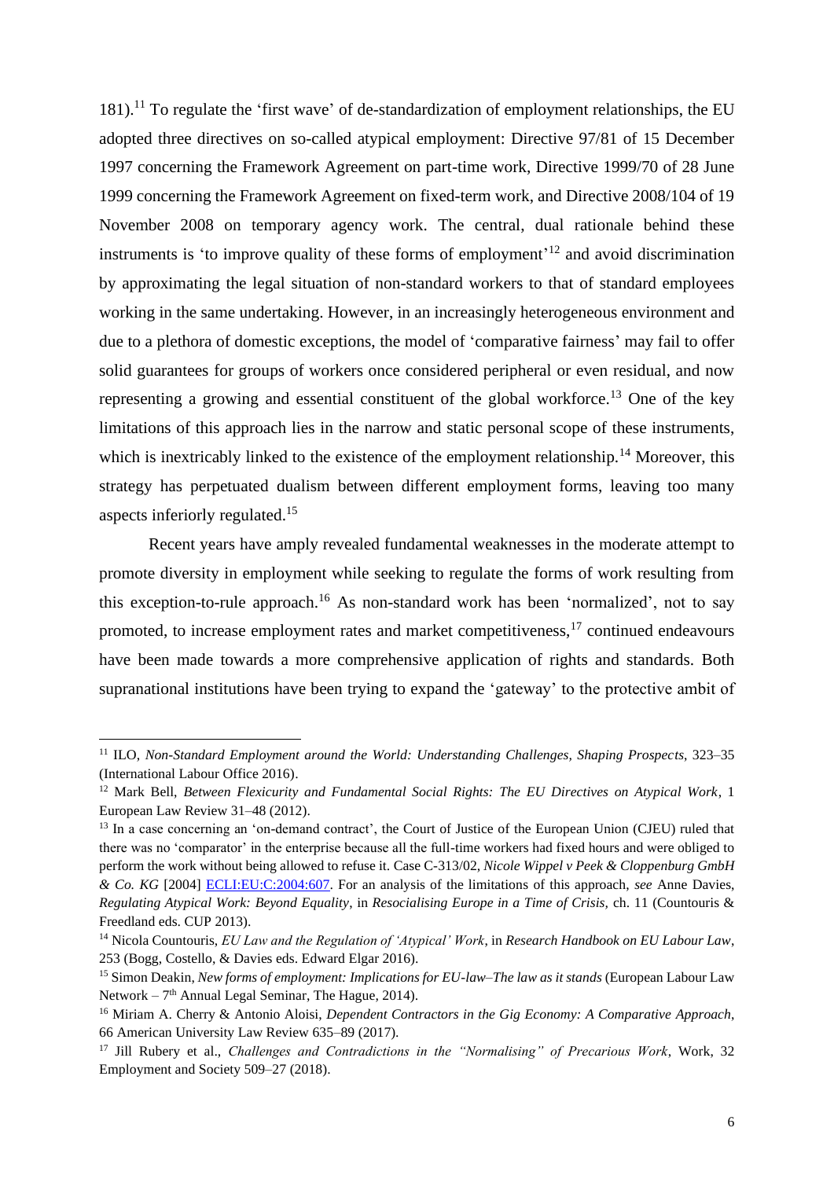181).[11] To regulate the 'first wave' of de-standardization of employment relationships, the EU adopted three directives on so-called atypical employment: Directive 97/81 of 15 December 1997 concerning the Framework Agreement on part-time work, Directive 1999/70 of 28 June 1999 concerning the Framework Agreement on fixed-term work, and Directive 2008/104 of 19 November 2008 on temporary agency work. The central, dual rationale behind these instruments is 'to improve quality of these forms of employment'[12] and avoid discrimination by approximating the legal situation of non-standard workers to that of standard employees working in the same undertaking. However, in an increasingly heterogeneous environment and due to a plethora of domestic exceptions, the model of 'comparative fairness' may fail to offer solid guarantees for groups of workers once considered peripheral or even residual, and now representing a growing and essential constituent of the global workforce.[13] One of the key limitations of this approach lies in the narrow and static personal scope of these instruments, which is inextricably linked to the existence of the employment relationship.[14] Moreover, this strategy has perpetuated dualism between different employment forms, leaving too many aspects inferiorly regulated.[15]

Recent years have amply revealed fundamental weaknesses in the moderate attempt to promote diversity in employment while seeking to regulate the forms of work resulting from this exception-to-rule approach.[16] As non-standard work has been 'normalized', not to say promoted, to increase employment rates and market competitiveness,[17] continued endeavours have been made towards a more comprehensive application of rights and standards. Both supranational institutions have been trying to expand the 'gateway' to the protective ambit of

---

[11] ILO, *Non-Standard Employment around the World: Understanding Challenges, Shaping Prospects*, 323–35 (International Labour Office 2016).

[12] Mark Bell, *Between Flexicurity and Fundamental Social Rights: The EU Directives on Atypical Work*, 1 European Law Review 31–48 (2012).

[13] In a case concerning an 'on-demand contract', the Court of Justice of the European Union (CJEU) ruled that there was no 'comparator' in the enterprise because all the full-time workers had fixed hours and were obliged to perform the work without being allowed to refuse it. Case C-313/02, *Nicole Wippel v Peek & Cloppenburg GmbH & Co. KG* [2004] ECLI:EU:C:2004:607. For an analysis of the limitations of this approach, *see* Anne Davies, *Regulating Atypical Work: Beyond Equality*, in *Resocialising Europe in a Time of Crisis,* ch. 11 (Countouris & Freedland eds. CUP 2013).

[14] Nicola Countouris, *EU Law and the Regulation of 'Atypical' Work*, in *Research Handbook on EU Labour Law*, 253 (Bogg, Costello, & Davies eds. Edward Elgar 2016).

[15] Simon Deakin, *New forms of employment: Implications for EU-law–The law as it stands* (European Labour Law Network – 7th Annual Legal Seminar, The Hague, 2014).

[16] Miriam A. Cherry & Antonio Aloisi, *Dependent Contractors in the Gig Economy: A Comparative Approach*, 66 American University Law Review 635–89 (2017).

[17] Jill Rubery et al., *Challenges and Contradictions in the "Normalising" of Precarious Work*, Work, 32 Employment and Society 509–27 (2018).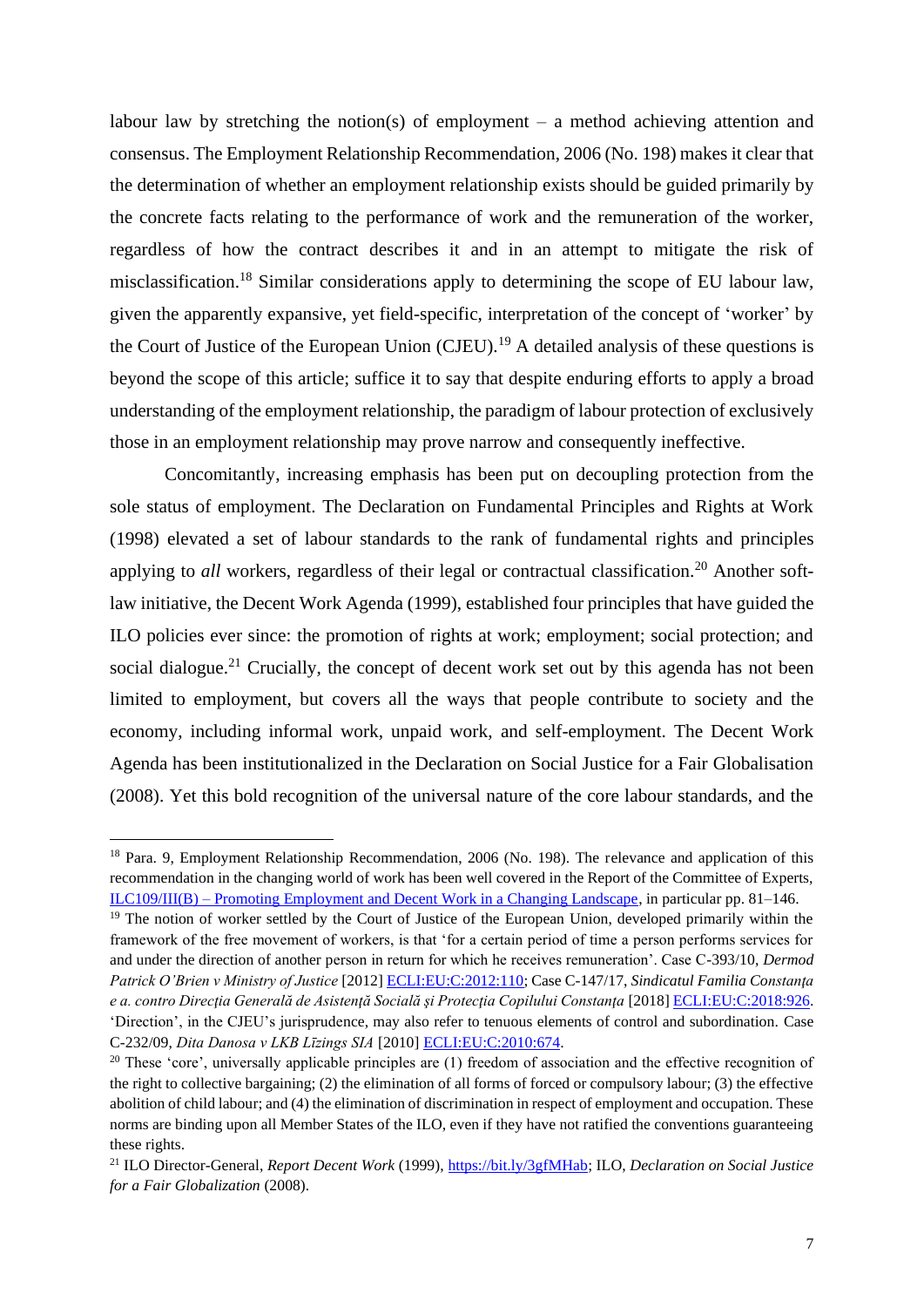labour law by stretching the notion(s) of employment – a method achieving attention and consensus. The Employment Relationship Recommendation, 2006 (No. 198) makes it clear that the determination of whether an employment relationship exists should be guided primarily by the concrete facts relating to the performance of work and the remuneration of the worker, regardless of how the contract describes it and in an attempt to mitigate the risk of misclassification.[18] Similar considerations apply to determining the scope of EU labour law, given the apparently expansive, yet field-specific, interpretation of the concept of 'worker' by the Court of Justice of the European Union (CJEU).[19] A detailed analysis of these questions is beyond the scope of this article; suffice it to say that despite enduring efforts to apply a broad understanding of the employment relationship, the paradigm of labour protection of exclusively those in an employment relationship may prove narrow and consequently ineffective.

Concomitantly, increasing emphasis has been put on decoupling protection from the sole status of employment. The Declaration on Fundamental Principles and Rights at Work (1998) elevated a set of labour standards to the rank of fundamental rights and principles applying to *all* workers, regardless of their legal or contractual classification.[20] Another soft-law initiative, the Decent Work Agenda (1999), established four principles that have guided the ILO policies ever since: the promotion of rights at work; employment; social protection; and social dialogue.[21] Crucially, the concept of decent work set out by this agenda has not been limited to employment, but covers all the ways that people contribute to society and the economy, including informal work, unpaid work, and self-employment. The Decent Work Agenda has been institutionalized in the Declaration on Social Justice for a Fair Globalisation (2008). Yet this bold recognition of the universal nature of the core labour standards, and the

---

[18] Para. 9, Employment Relationship Recommendation, 2006 (No. 198). The relevance and application of this recommendation in the changing world of work has been well covered in the Report of the Committee of Experts, ILC109/III(B) – Promoting Employment and Decent Work in a Changing Landscape, in particular pp. 81–146.

[19] The notion of worker settled by the Court of Justice of the European Union, developed primarily within the framework of the free movement of workers, is that 'for a certain period of time a person performs services for and under the direction of another person in return for which he receives remuneration'. Case C-393/10, *Dermod Patrick O'Brien v Ministry of Justice* [2012] ECLI:EU:C:2012:110; Case C-147/17, *Sindicatul Familia Constanța e a. contro Direcția Generală de Asistență Socială și Protecția Copilului Constanța* [2018] ECLI:EU:C:2018:926. 'Direction', in the CJEU's jurisprudence, may also refer to tenuous elements of control and subordination. Case C-232/09, *Dita Danosa v LKB Līzings SIA* [2010] ECLI:EU:C:2010:674.

[20] These 'core', universally applicable principles are (1) freedom of association and the effective recognition of the right to collective bargaining; (2) the elimination of all forms of forced or compulsory labour; (3) the effective abolition of child labour; and (4) the elimination of discrimination in respect of employment and occupation. These norms are binding upon all Member States of the ILO, even if they have not ratified the conventions guaranteeing these rights.

[21] ILO Director-General, *Report Decent Work* (1999), https://bit.ly/3gfMHab; ILO, *Declaration on Social Justice for a Fair Globalization* (2008).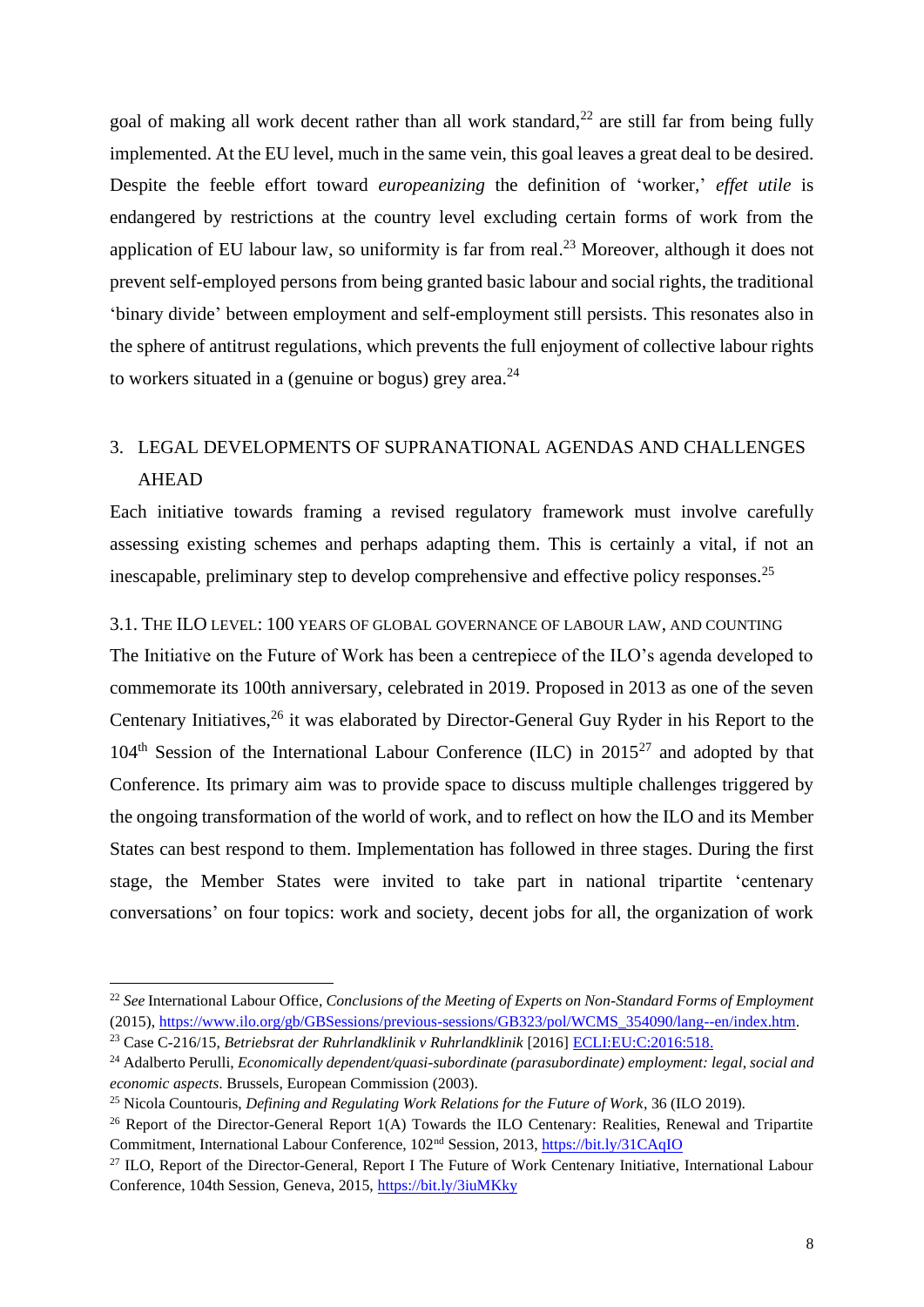goal of making all work decent rather than all work standard,[22] are still far from being fully implemented. At the EU level, much in the same vein, this goal leaves a great deal to be desired. Despite the feeble effort toward *europeanizing* the definition of 'worker,' *effet utile* is endangered by restrictions at the country level excluding certain forms of work from the application of EU labour law, so uniformity is far from real.[23] Moreover, although it does not prevent self-employed persons from being granted basic labour and social rights, the traditional 'binary divide' between employment and self-employment still persists. This resonates also in the sphere of antitrust regulations, which prevents the full enjoyment of collective labour rights to workers situated in a (genuine or bogus) grey area.[24]

## 3. LEGAL DEVELOPMENTS OF SUPRANATIONAL AGENDAS AND CHALLENGES AHEAD

Each initiative towards framing a revised regulatory framework must involve carefully assessing existing schemes and perhaps adapting them. This is certainly a vital, if not an inescapable, preliminary step to develop comprehensive and effective policy responses.[25]

### 3.1. THE ILO LEVEL: 100 YEARS OF GLOBAL GOVERNANCE OF LABOUR LAW, AND COUNTING

The Initiative on the Future of Work has been a centrepiece of the ILO's agenda developed to commemorate its 100th anniversary, celebrated in 2019. Proposed in 2013 as one of the seven Centenary Initiatives,[26] it was elaborated by Director-General Guy Ryder in his Report to the 104th Session of the International Labour Conference (ILC) in 2015[27] and adopted by that Conference. Its primary aim was to provide space to discuss multiple challenges triggered by the ongoing transformation of the world of work, and to reflect on how the ILO and its Member States can best respond to them. Implementation has followed in three stages. During the first stage, the Member States were invited to take part in national tripartite 'centenary conversations' on four topics: work and society, decent jobs for all, the organization of work

---

[22] *See* International Labour Office, *Conclusions of the Meeting of Experts on Non-Standard Forms of Employment* (2015), https://www.ilo.org/gb/GBSessions/previous-sessions/GB323/pol/WCMS_354090/lang--en/index.htm.

[23] Case C-216/15, *Betriebsrat der Ruhrlandklinik v Ruhrlandklinik* [2016] ECLI:EU:C:2016:518.

[24] Adalberto Perulli, *Economically dependent/quasi-subordinate (parasubordinate) employment: legal, social and economic aspects*. Brussels, European Commission (2003).

[25] Nicola Countouris, *Defining and Regulating Work Relations for the Future of Work*, 36 (ILO 2019).

[26] Report of the Director-General Report 1(A) Towards the ILO Centenary: Realities, Renewal and Tripartite Commitment, International Labour Conference, 102nd Session, 2013, https://bit.ly/31CAqIO

[27] ILO, Report of the Director-General, Report I The Future of Work Centenary Initiative, International Labour Conference, 104th Session, Geneva, 2015, https://bit.ly/3iuMKky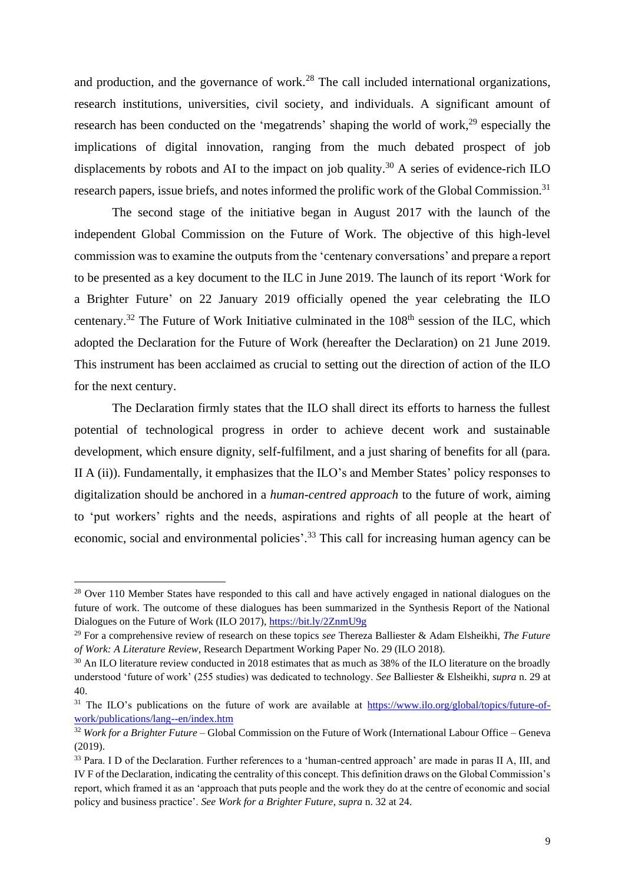and production, and the governance of work.[28] The call included international organizations, research institutions, universities, civil society, and individuals. A significant amount of research has been conducted on the 'megatrends' shaping the world of work,[29] especially the implications of digital innovation, ranging from the much debated prospect of job displacements by robots and AI to the impact on job quality.[30] A series of evidence-rich ILO research papers, issue briefs, and notes informed the prolific work of the Global Commission.[31]

The second stage of the initiative began in August 2017 with the launch of the independent Global Commission on the Future of Work. The objective of this high-level commission was to examine the outputs from the 'centenary conversations' and prepare a report to be presented as a key document to the ILC in June 2019. The launch of its report 'Work for a Brighter Future' on 22 January 2019 officially opened the year celebrating the ILO centenary.[32] The Future of Work Initiative culminated in the 108th session of the ILC, which adopted the Declaration for the Future of Work (hereafter the Declaration) on 21 June 2019. This instrument has been acclaimed as crucial to setting out the direction of action of the ILO for the next century.

The Declaration firmly states that the ILO shall direct its efforts to harness the fullest potential of technological progress in order to achieve decent work and sustainable development, which ensure dignity, self-fulfilment, and a just sharing of benefits for all (para. II A (ii)). Fundamentally, it emphasizes that the ILO's and Member States' policy responses to digitalization should be anchored in a *human-centred approach* to the future of work, aiming to 'put workers' rights and the needs, aspirations and rights of all people at the heart of economic, social and environmental policies'.[33] This call for increasing human agency can be

---

[28] Over 110 Member States have responded to this call and have actively engaged in national dialogues on the future of work. The outcome of these dialogues has been summarized in the Synthesis Report of the National Dialogues on the Future of Work (ILO 2017), https://bit.ly/2ZnmU9g

[29] For a comprehensive review of research on these topics *see* Thereza Balliester & Adam Elsheikhi, *The Future of Work: A Literature Review*, Research Department Working Paper No. 29 (ILO 2018).

[30] An ILO literature review conducted in 2018 estimates that as much as 38% of the ILO literature on the broadly understood 'future of work' (255 studies) was dedicated to technology. *See* Balliester & Elsheikhi, *supra* n. 29 at 40.

[31] The ILO's publications on the future of work are available at https://www.ilo.org/global/topics/future-of-work/publications/lang--en/index.htm

[32] *Work for a Brighter Future* – Global Commission on the Future of Work (International Labour Office – Geneva (2019).

[33] Para. I D of the Declaration. Further references to a 'human-centred approach' are made in paras II A, III, and IV F of the Declaration, indicating the centrality of this concept. This definition draws on the Global Commission's report, which framed it as an 'approach that puts people and the work they do at the centre of economic and social policy and business practice'. *See Work for a Brighter Future*, *supra* n. 32 at 24.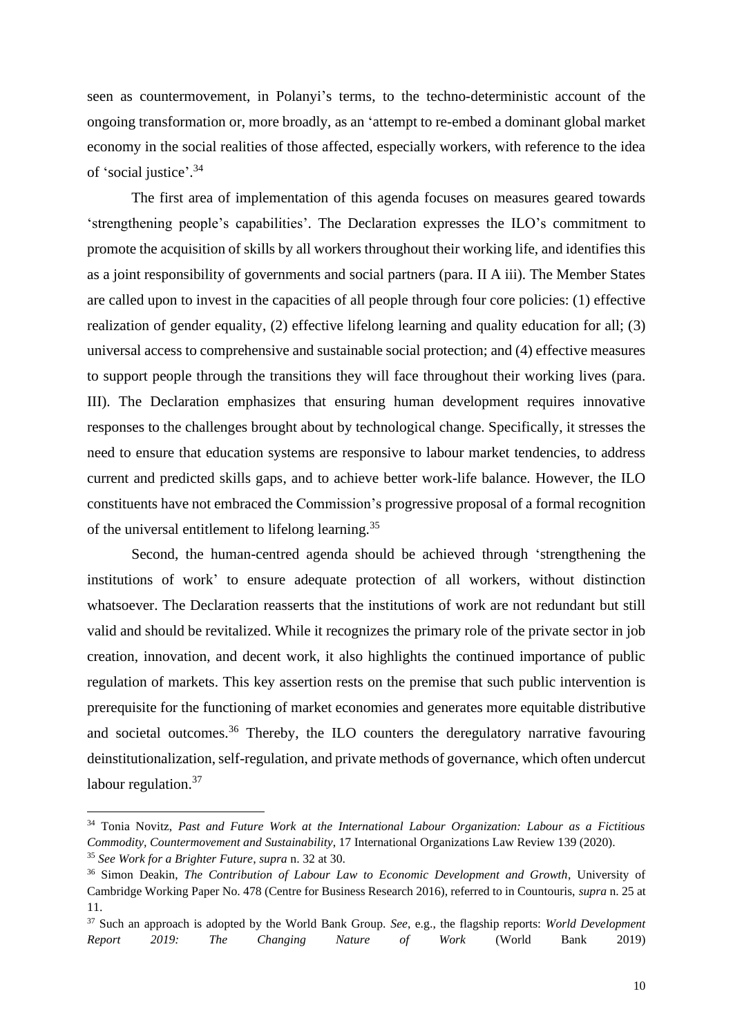seen as countermovement, in Polanyi's terms, to the techno-deterministic account of the ongoing transformation or, more broadly, as an 'attempt to re-embed a dominant global market economy in the social realities of those affected, especially workers, with reference to the idea of 'social justice'.[34]

The first area of implementation of this agenda focuses on measures geared towards 'strengthening people's capabilities'. The Declaration expresses the ILO's commitment to promote the acquisition of skills by all workers throughout their working life, and identifies this as a joint responsibility of governments and social partners (para. II A iii). The Member States are called upon to invest in the capacities of all people through four core policies: (1) effective realization of gender equality, (2) effective lifelong learning and quality education for all; (3) universal access to comprehensive and sustainable social protection; and (4) effective measures to support people through the transitions they will face throughout their working lives (para. III). The Declaration emphasizes that ensuring human development requires innovative responses to the challenges brought about by technological change. Specifically, it stresses the need to ensure that education systems are responsive to labour market tendencies, to address current and predicted skills gaps, and to achieve better work-life balance. However, the ILO constituents have not embraced the Commission's progressive proposal of a formal recognition of the universal entitlement to lifelong learning.[35]

Second, the human-centred agenda should be achieved through 'strengthening the institutions of work' to ensure adequate protection of all workers, without distinction whatsoever. The Declaration reasserts that the institutions of work are not redundant but still valid and should be revitalized. While it recognizes the primary role of the private sector in job creation, innovation, and decent work, it also highlights the continued importance of public regulation of markets. This key assertion rests on the premise that such public intervention is prerequisite for the functioning of market economies and generates more equitable distributive and societal outcomes.[36] Thereby, the ILO counters the deregulatory narrative favouring deinstitutionalization, self-regulation, and private methods of governance, which often undercut labour regulation.[37]

---

[34] Tonia Novitz, *Past and Future Work at the International Labour Organization: Labour as a Fictitious Commodity, Countermovement and Sustainability*, 17 International Organizations Law Review 139 (2020).

[35] *See Work for a Brighter Future*, *supra* n. 32 at 30.

[36] Simon Deakin, *The Contribution of Labour Law to Economic Development and Growth*, University of Cambridge Working Paper No. 478 (Centre for Business Research 2016), referred to in Countouris, *supra* n. 25 at 11.

[37] Such an approach is adopted by the World Bank Group. *See*, e.g., the flagship reports: *World Development Report 2019: The Changing Nature of Work* (World Bank 2019)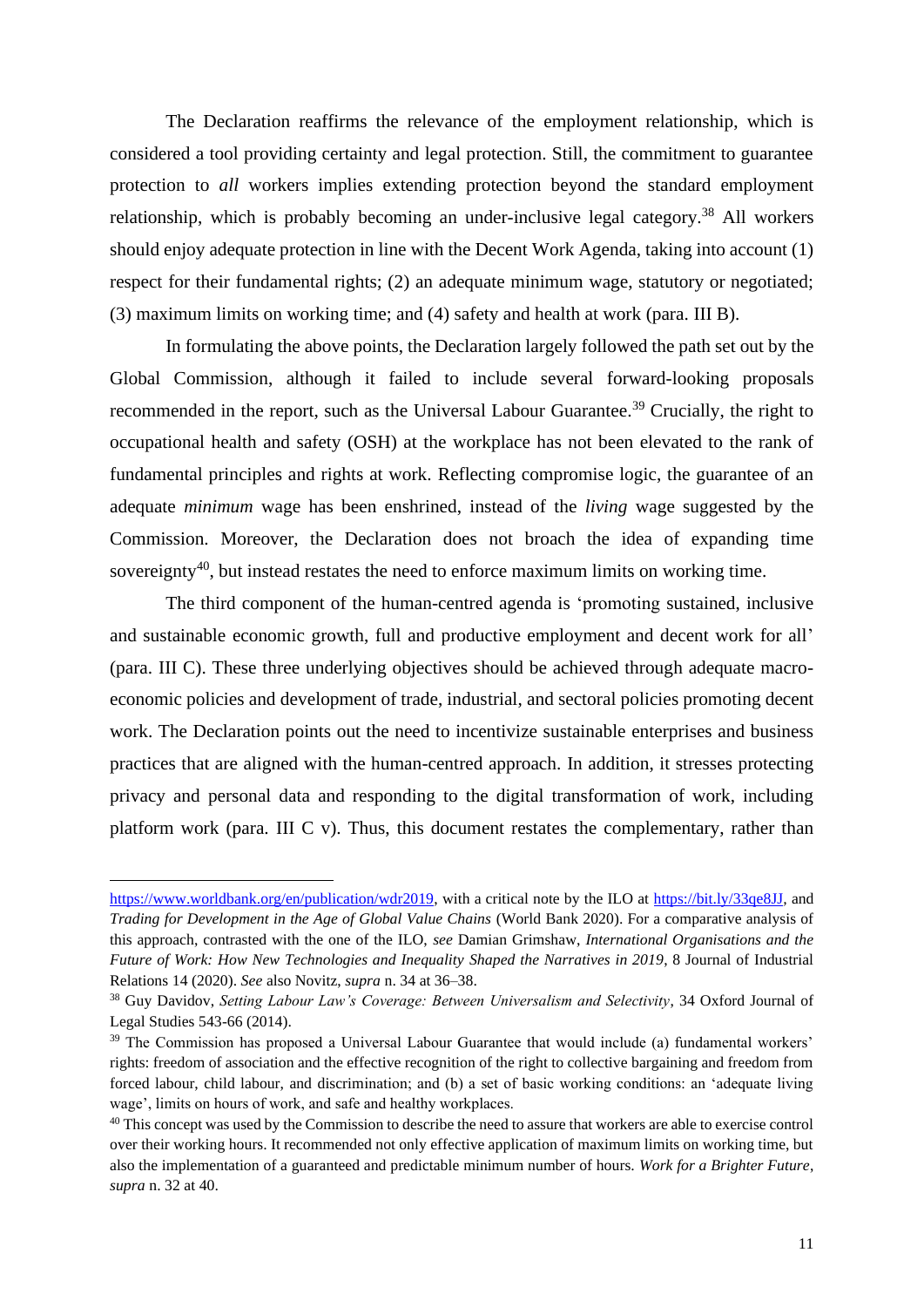The Declaration reaffirms the relevance of the employment relationship, which is considered a tool providing certainty and legal protection. Still, the commitment to guarantee protection to *all* workers implies extending protection beyond the standard employment relationship, which is probably becoming an under-inclusive legal category.[38] All workers should enjoy adequate protection in line with the Decent Work Agenda, taking into account (1) respect for their fundamental rights; (2) an adequate minimum wage, statutory or negotiated; (3) maximum limits on working time; and (4) safety and health at work (para. III B).

In formulating the above points, the Declaration largely followed the path set out by the Global Commission, although it failed to include several forward-looking proposals recommended in the report, such as the Universal Labour Guarantee.[39] Crucially, the right to occupational health and safety (OSH) at the workplace has not been elevated to the rank of fundamental principles and rights at work. Reflecting compromise logic, the guarantee of an adequate *minimum* wage has been enshrined, instead of the *living* wage suggested by the Commission. Moreover, the Declaration does not broach the idea of expanding time sovereignty[40], but instead restates the need to enforce maximum limits on working time.

The third component of the human-centred agenda is 'promoting sustained, inclusive and sustainable economic growth, full and productive employment and decent work for all' (para. III C). These three underlying objectives should be achieved through adequate macro-economic policies and development of trade, industrial, and sectoral policies promoting decent work. The Declaration points out the need to incentivize sustainable enterprises and business practices that are aligned with the human-centred approach. In addition, it stresses protecting privacy and personal data and responding to the digital transformation of work, including platform work (para. III C v). Thus, this document restates the complementary, rather than

---

https://www.worldbank.org/en/publication/wdr2019, with a critical note by the ILO at https://bit.ly/33qe8JJ, and *Trading for Development in the Age of Global Value Chains* (World Bank 2020). For a comparative analysis of this approach, contrasted with the one of the ILO, *see* Damian Grimshaw, *International Organisations and the Future of Work: How New Technologies and Inequality Shaped the Narratives in 2019*, 8 Journal of Industrial Relations 14 (2020). *See* also Novitz, *supra* n. 34 at 36–38.

[38] Guy Davidov, *Setting Labour Law's Coverage: Between Universalism and Selectivity*, 34 Oxford Journal of Legal Studies 543-66 (2014).

[39] The Commission has proposed a Universal Labour Guarantee that would include (a) fundamental workers' rights: freedom of association and the effective recognition of the right to collective bargaining and freedom from forced labour, child labour, and discrimination; and (b) a set of basic working conditions: an 'adequate living wage', limits on hours of work, and safe and healthy workplaces.

[40] This concept was used by the Commission to describe the need to assure that workers are able to exercise control over their working hours. It recommended not only effective application of maximum limits on working time, but also the implementation of a guaranteed and predictable minimum number of hours. *Work for a Brighter Future*, *supra* n. 32 at 40.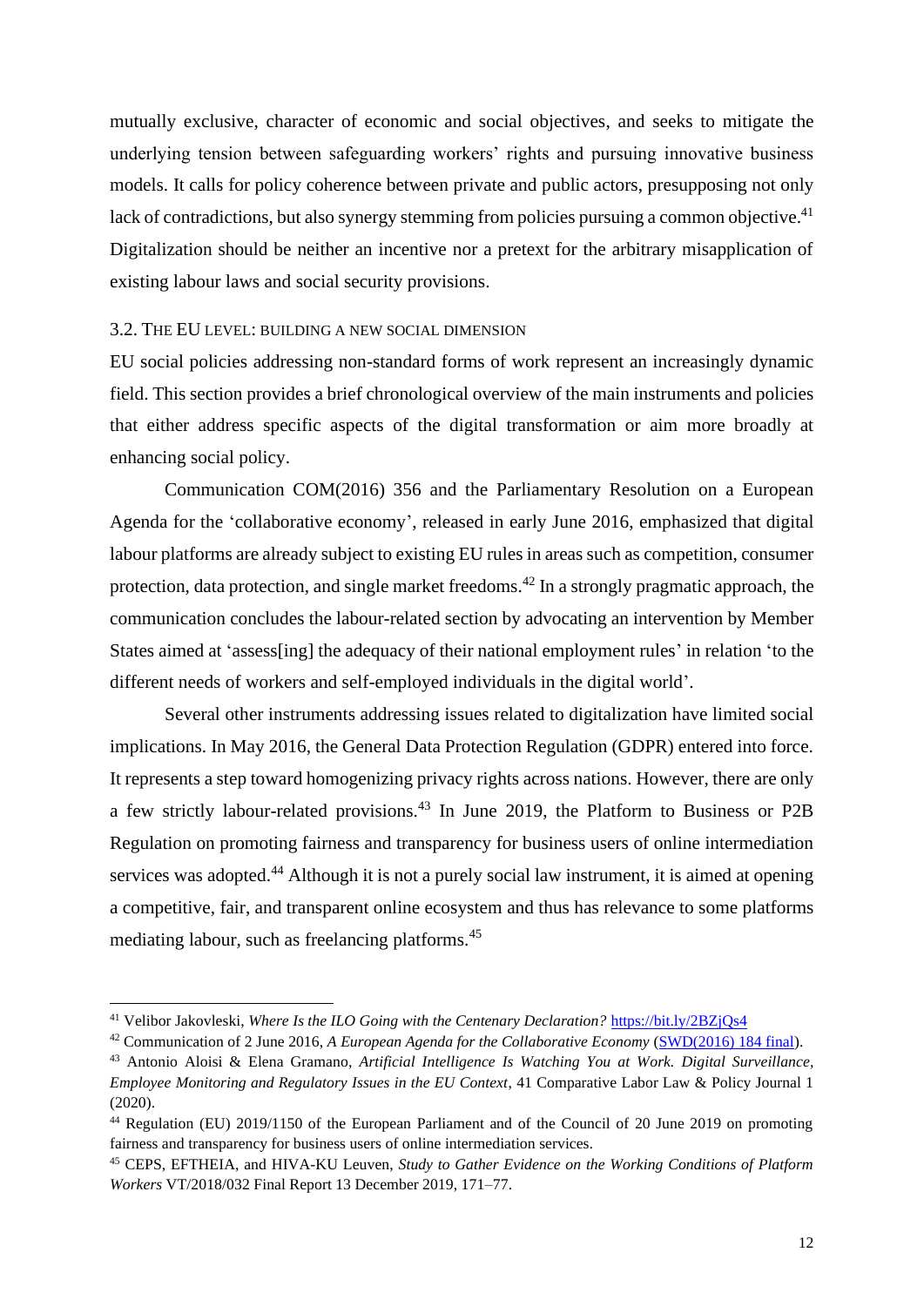mutually exclusive, character of economic and social objectives, and seeks to mitigate the underlying tension between safeguarding workers' rights and pursuing innovative business models. It calls for policy coherence between private and public actors, presupposing not only lack of contradictions, but also synergy stemming from policies pursuing a common objective.[41] Digitalization should be neither an incentive nor a pretext for the arbitrary misapplication of existing labour laws and social security provisions.

### 3.2. The EU level: building a new social dimension

EU social policies addressing non-standard forms of work represent an increasingly dynamic field. This section provides a brief chronological overview of the main instruments and policies that either address specific aspects of the digital transformation or aim more broadly at enhancing social policy.

Communication COM(2016) 356 and the Parliamentary Resolution on a European Agenda for the 'collaborative economy', released in early June 2016, emphasized that digital labour platforms are already subject to existing EU rules in areas such as competition, consumer protection, data protection, and single market freedoms.[42] In a strongly pragmatic approach, the communication concludes the labour-related section by advocating an intervention by Member States aimed at 'assess[ing] the adequacy of their national employment rules' in relation 'to the different needs of workers and self-employed individuals in the digital world'.

Several other instruments addressing issues related to digitalization have limited social implications. In May 2016, the General Data Protection Regulation (GDPR) entered into force. It represents a step toward homogenizing privacy rights across nations. However, there are only a few strictly labour-related provisions.[43] In June 2019, the Platform to Business or P2B Regulation on promoting fairness and transparency for business users of online intermediation services was adopted.[44] Although it is not a purely social law instrument, it is aimed at opening a competitive, fair, and transparent online ecosystem and thus has relevance to some platforms mediating labour, such as freelancing platforms.[45]

---

[41] Velibor Jakovleski, *Where Is the ILO Going with the Centenary Declaration?* https://bit.ly/2BZjQs4

[42] Communication of 2 June 2016, *A European Agenda for the Collaborative Economy* (SWD(2016) 184 final).

[43] Antonio Aloisi & Elena Gramano, *Artificial Intelligence Is Watching You at Work. Digital Surveillance, Employee Monitoring and Regulatory Issues in the EU Context*, 41 Comparative Labor Law & Policy Journal 1 (2020).

[44] Regulation (EU) 2019/1150 of the European Parliament and of the Council of 20 June 2019 on promoting fairness and transparency for business users of online intermediation services.

[45] CEPS, EFTHEIA, and HIVA-KU Leuven, *Study to Gather Evidence on the Working Conditions of Platform Workers* VT/2018/032 Final Report 13 December 2019, 171–77.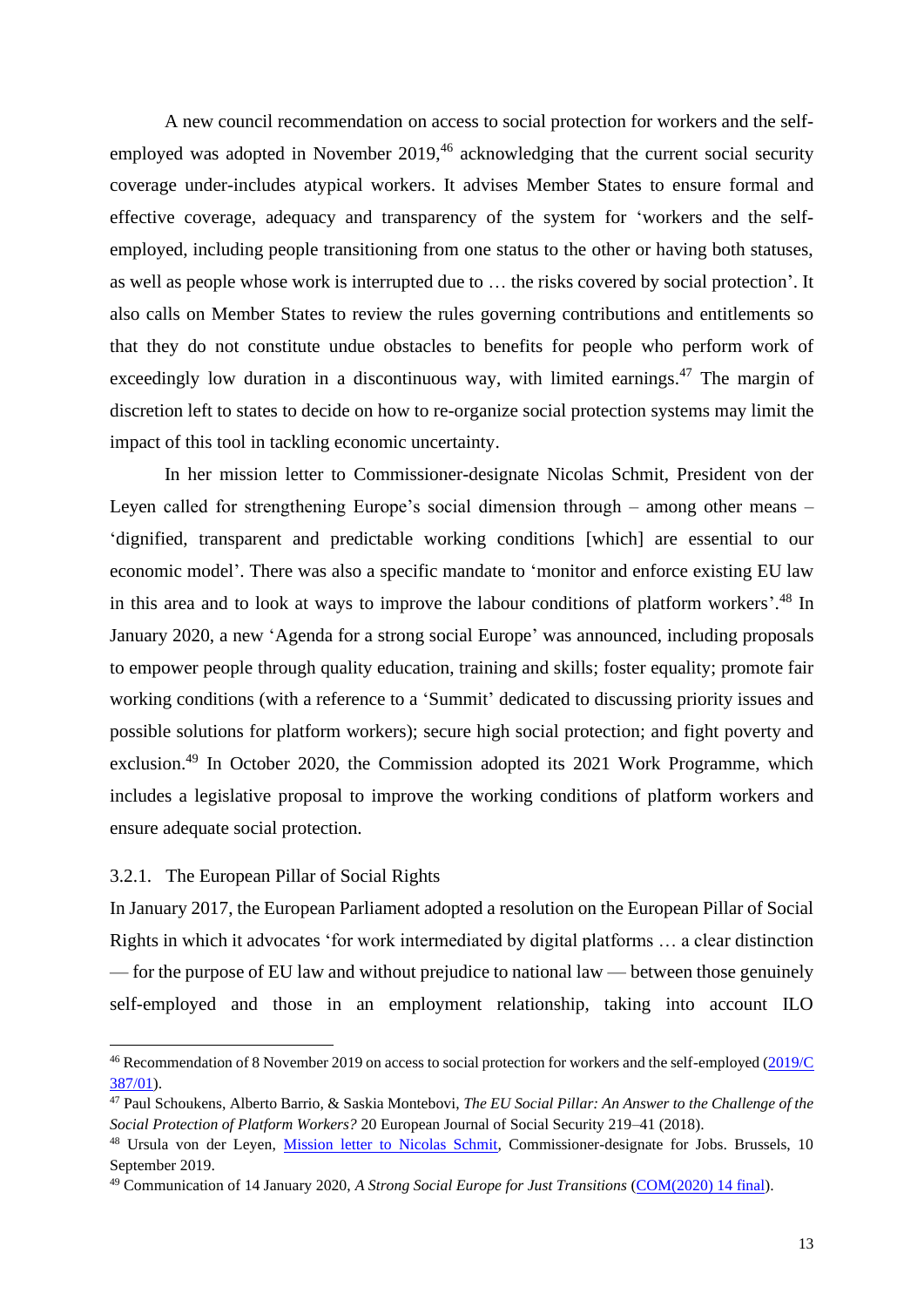A new council recommendation on access to social protection for workers and the self-employed was adopted in November 2019,[46] acknowledging that the current social security coverage under-includes atypical workers. It advises Member States to ensure formal and effective coverage, adequacy and transparency of the system for 'workers and the self-employed, including people transitioning from one status to the other or having both statuses, as well as people whose work is interrupted due to … the risks covered by social protection'. It also calls on Member States to review the rules governing contributions and entitlements so that they do not constitute undue obstacles to benefits for people who perform work of exceedingly low duration in a discontinuous way, with limited earnings.[47] The margin of discretion left to states to decide on how to re-organize social protection systems may limit the impact of this tool in tackling economic uncertainty.

In her mission letter to Commissioner-designate Nicolas Schmit, President von der Leyen called for strengthening Europe's social dimension through – among other means – 'dignified, transparent and predictable working conditions [which] are essential to our economic model'. There was also a specific mandate to 'monitor and enforce existing EU law in this area and to look at ways to improve the labour conditions of platform workers'.[48] In January 2020, a new 'Agenda for a strong social Europe' was announced, including proposals to empower people through quality education, training and skills; foster equality; promote fair working conditions (with a reference to a 'Summit' dedicated to discussing priority issues and possible solutions for platform workers); secure high social protection; and fight poverty and exclusion.[49] In October 2020, the Commission adopted its 2021 Work Programme, which includes a legislative proposal to improve the working conditions of platform workers and ensure adequate social protection.

### 3.2.1. The European Pillar of Social Rights

In January 2017, the European Parliament adopted a resolution on the European Pillar of Social Rights in which it advocates 'for work intermediated by digital platforms … a clear distinction — for the purpose of EU law and without prejudice to national law — between those genuinely self-employed and those in an employment relationship, taking into account ILO

---

[46] Recommendation of 8 November 2019 on access to social protection for workers and the self-employed (2019/C 387/01).

[47] Paul Schoukens, Alberto Barrio, & Saskia Montebovi, *The EU Social Pillar: An Answer to the Challenge of the Social Protection of Platform Workers?* 20 European Journal of Social Security 219–41 (2018).

[48] Ursula von der Leyen, Mission letter to Nicolas Schmit, Commissioner-designate for Jobs. Brussels, 10 September 2019.

[49] Communication of 14 January 2020, *A Strong Social Europe for Just Transitions* (COM(2020) 14 final).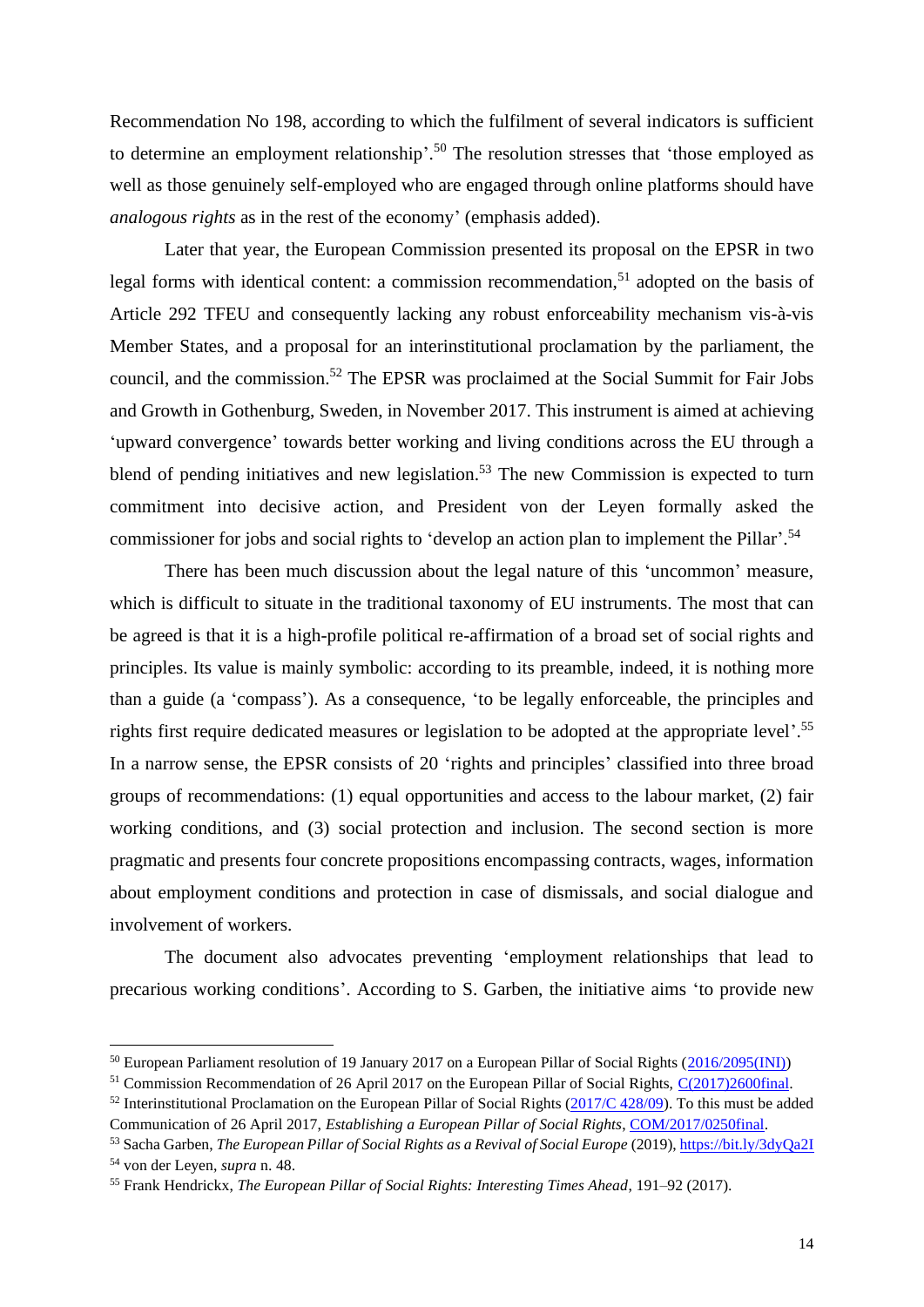Recommendation No 198, according to which the fulfilment of several indicators is sufficient to determine an employment relationship'.[50] The resolution stresses that 'those employed as well as those genuinely self-employed who are engaged through online platforms should have *analogous rights* as in the rest of the economy' (emphasis added).

Later that year, the European Commission presented its proposal on the EPSR in two legal forms with identical content: a commission recommendation,[51] adopted on the basis of Article 292 TFEU and consequently lacking any robust enforceability mechanism vis-à-vis Member States, and a proposal for an interinstitutional proclamation by the parliament, the council, and the commission.[52] The EPSR was proclaimed at the Social Summit for Fair Jobs and Growth in Gothenburg, Sweden, in November 2017. This instrument is aimed at achieving 'upward convergence' towards better working and living conditions across the EU through a blend of pending initiatives and new legislation.[53] The new Commission is expected to turn commitment into decisive action, and President von der Leyen formally asked the commissioner for jobs and social rights to 'develop an action plan to implement the Pillar'.[54]

There has been much discussion about the legal nature of this 'uncommon' measure, which is difficult to situate in the traditional taxonomy of EU instruments. The most that can be agreed is that it is a high-profile political re-affirmation of a broad set of social rights and principles. Its value is mainly symbolic: according to its preamble, indeed, it is nothing more than a guide (a 'compass'). As a consequence, 'to be legally enforceable, the principles and rights first require dedicated measures or legislation to be adopted at the appropriate level'.[55] In a narrow sense, the EPSR consists of 20 'rights and principles' classified into three broad groups of recommendations: (1) equal opportunities and access to the labour market, (2) fair working conditions, and (3) social protection and inclusion. The second section is more pragmatic and presents four concrete propositions encompassing contracts, wages, information about employment conditions and protection in case of dismissals, and social dialogue and involvement of workers.

The document also advocates preventing 'employment relationships that lead to precarious working conditions'. According to S. Garben, the initiative aims 'to provide new

---

[50] European Parliament resolution of 19 January 2017 on a European Pillar of Social Rights (2016/2095(INI))

[51] Commission Recommendation of 26 April 2017 on the European Pillar of Social Rights, C(2017)2600final.

[52] Interinstitutional Proclamation on the European Pillar of Social Rights (2017/C 428/09). To this must be added Communication of 26 April 2017, *Establishing a European Pillar of Social Rights*, COM/2017/0250final.

[53] Sacha Garben, *The European Pillar of Social Rights as a Revival of Social Europe* (2019), https://bit.ly/3dyQa2I

[54] von der Leyen, *supra* n. 48.

[55] Frank Hendrickx, *The European Pillar of Social Rights: Interesting Times Ahead*, 191–92 (2017).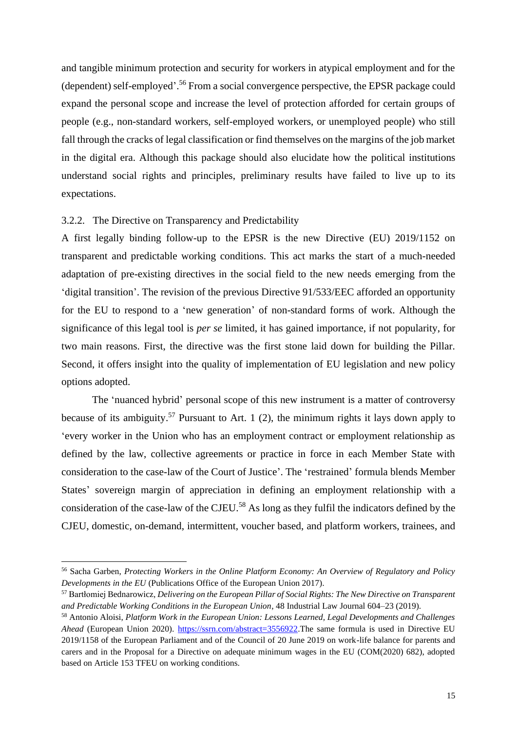and tangible minimum protection and security for workers in atypical employment and for the (dependent) self-employed'.[56] From a social convergence perspective, the EPSR package could expand the personal scope and increase the level of protection afforded for certain groups of people (e.g., non-standard workers, self-employed workers, or unemployed people) who still fall through the cracks of legal classification or find themselves on the margins of the job market in the digital era. Although this package should also elucidate how the political institutions understand social rights and principles, preliminary results have failed to live up to its expectations.

### 3.2.2. The Directive on Transparency and Predictability

A first legally binding follow-up to the EPSR is the new Directive (EU) 2019/1152 on transparent and predictable working conditions. This act marks the start of a much-needed adaptation of pre-existing directives in the social field to the new needs emerging from the 'digital transition'. The revision of the previous Directive 91/533/EEC afforded an opportunity for the EU to respond to a 'new generation' of non-standard forms of work. Although the significance of this legal tool is *per se* limited, it has gained importance, if not popularity, for two main reasons. First, the directive was the first stone laid down for building the Pillar. Second, it offers insight into the quality of implementation of EU legislation and new policy options adopted.

The 'nuanced hybrid' personal scope of this new instrument is a matter of controversy because of its ambiguity.[57] Pursuant to Art. 1 (2), the minimum rights it lays down apply to 'every worker in the Union who has an employment contract or employment relationship as defined by the law, collective agreements or practice in force in each Member State with consideration to the case-law of the Court of Justice'. The 'restrained' formula blends Member States' sovereign margin of appreciation in defining an employment relationship with a consideration of the case-law of the CJEU.[58] As long as they fulfil the indicators defined by the CJEU, domestic, on-demand, intermittent, voucher based, and platform workers, trainees, and

---

[56] Sacha Garben, *Protecting Workers in the Online Platform Economy: An Overview of Regulatory and Policy Developments in the EU* (Publications Office of the European Union 2017).

[57] Bartłomiej Bednarowicz, *Delivering on the European Pillar of Social Rights: The New Directive on Transparent and Predictable Working Conditions in the European Union*, 48 Industrial Law Journal 604–23 (2019).

[58] Antonio Aloisi, *Platform Work in the European Union: Lessons Learned, Legal Developments and Challenges Ahead* (European Union 2020). https://ssrn.com/abstract=3556922.The same formula is used in Directive EU 2019/1158 of the European Parliament and of the Council of 20 June 2019 on work-life balance for parents and carers and in the Proposal for a Directive on adequate minimum wages in the EU (COM(2020) 682), adopted based on Article 153 TFEU on working conditions.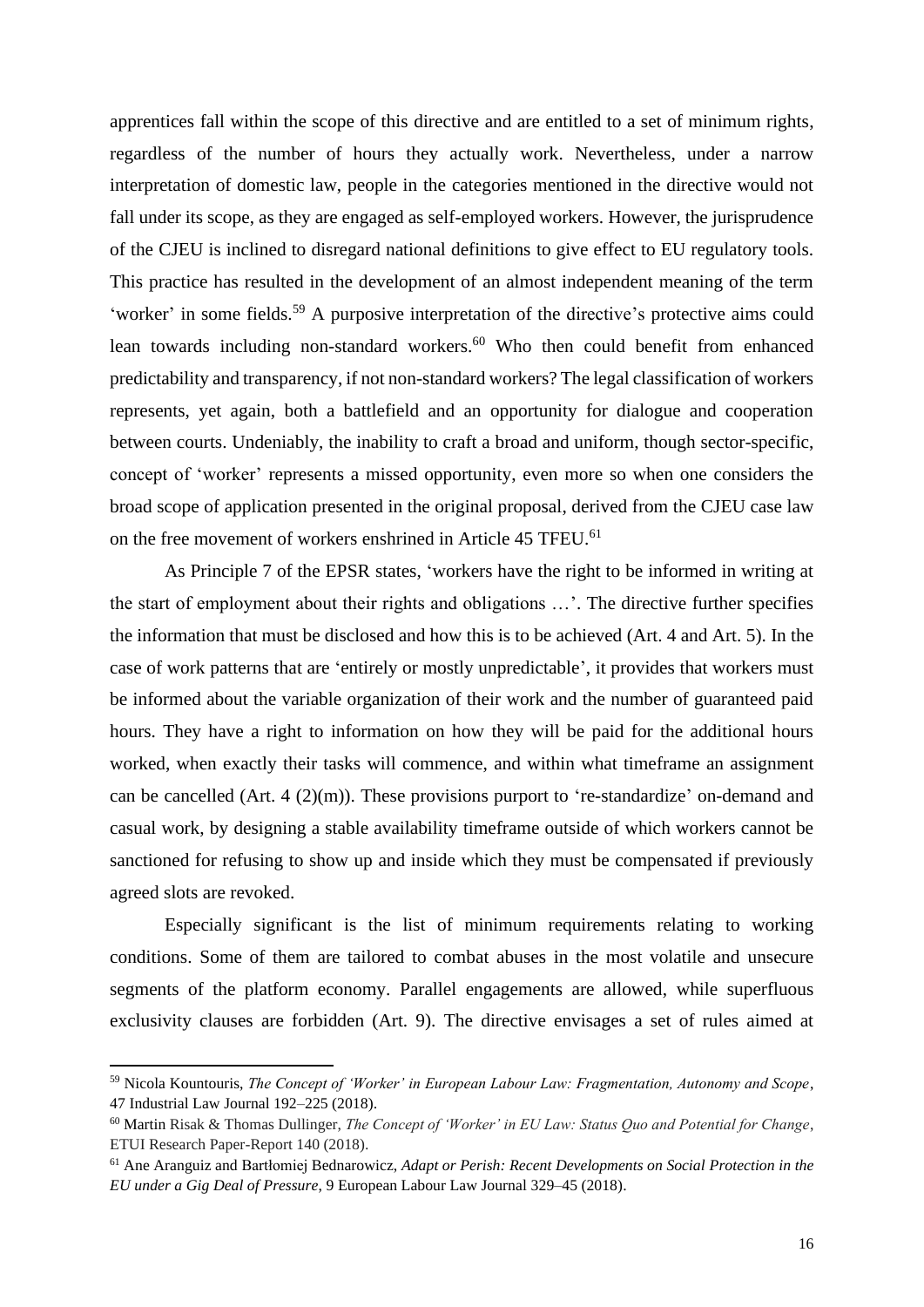apprentices fall within the scope of this directive and are entitled to a set of minimum rights, regardless of the number of hours they actually work. Nevertheless, under a narrow interpretation of domestic law, people in the categories mentioned in the directive would not fall under its scope, as they are engaged as self-employed workers. However, the jurisprudence of the CJEU is inclined to disregard national definitions to give effect to EU regulatory tools. This practice has resulted in the development of an almost independent meaning of the term 'worker' in some fields.[59] A purposive interpretation of the directive's protective aims could lean towards including non-standard workers.[60] Who then could benefit from enhanced predictability and transparency, if not non-standard workers? The legal classification of workers represents, yet again, both a battlefield and an opportunity for dialogue and cooperation between courts. Undeniably, the inability to craft a broad and uniform, though sector-specific, concept of 'worker' represents a missed opportunity, even more so when one considers the broad scope of application presented in the original proposal, derived from the CJEU case law on the free movement of workers enshrined in Article 45 TFEU.[61]

As Principle 7 of the EPSR states, 'workers have the right to be informed in writing at the start of employment about their rights and obligations …'. The directive further specifies the information that must be disclosed and how this is to be achieved (Art. 4 and Art. 5). In the case of work patterns that are 'entirely or mostly unpredictable', it provides that workers must be informed about the variable organization of their work and the number of guaranteed paid hours. They have a right to information on how they will be paid for the additional hours worked, when exactly their tasks will commence, and within what timeframe an assignment can be cancelled (Art. 4 (2)(m)). These provisions purport to 're-standardize' on-demand and casual work, by designing a stable availability timeframe outside of which workers cannot be sanctioned for refusing to show up and inside which they must be compensated if previously agreed slots are revoked.

Especially significant is the list of minimum requirements relating to working conditions. Some of them are tailored to combat abuses in the most volatile and unsecure segments of the platform economy. Parallel engagements are allowed, while superfluous exclusivity clauses are forbidden (Art. 9). The directive envisages a set of rules aimed at

---

[59] Nicola Kountouris, *The Concept of 'Worker' in European Labour Law: Fragmentation, Autonomy and Scope*, 47 Industrial Law Journal 192–225 (2018).

[60] Martin Risak & Thomas Dullinger, *The Concept of 'Worker' in EU Law: Status Quo and Potential for Change*, ETUI Research Paper-Report 140 (2018).

[61] Ane Aranguiz and Bartłomiej Bednarowicz, *Adapt or Perish: Recent Developments on Social Protection in the EU under a Gig Deal of Pressure*, 9 European Labour Law Journal 329–45 (2018).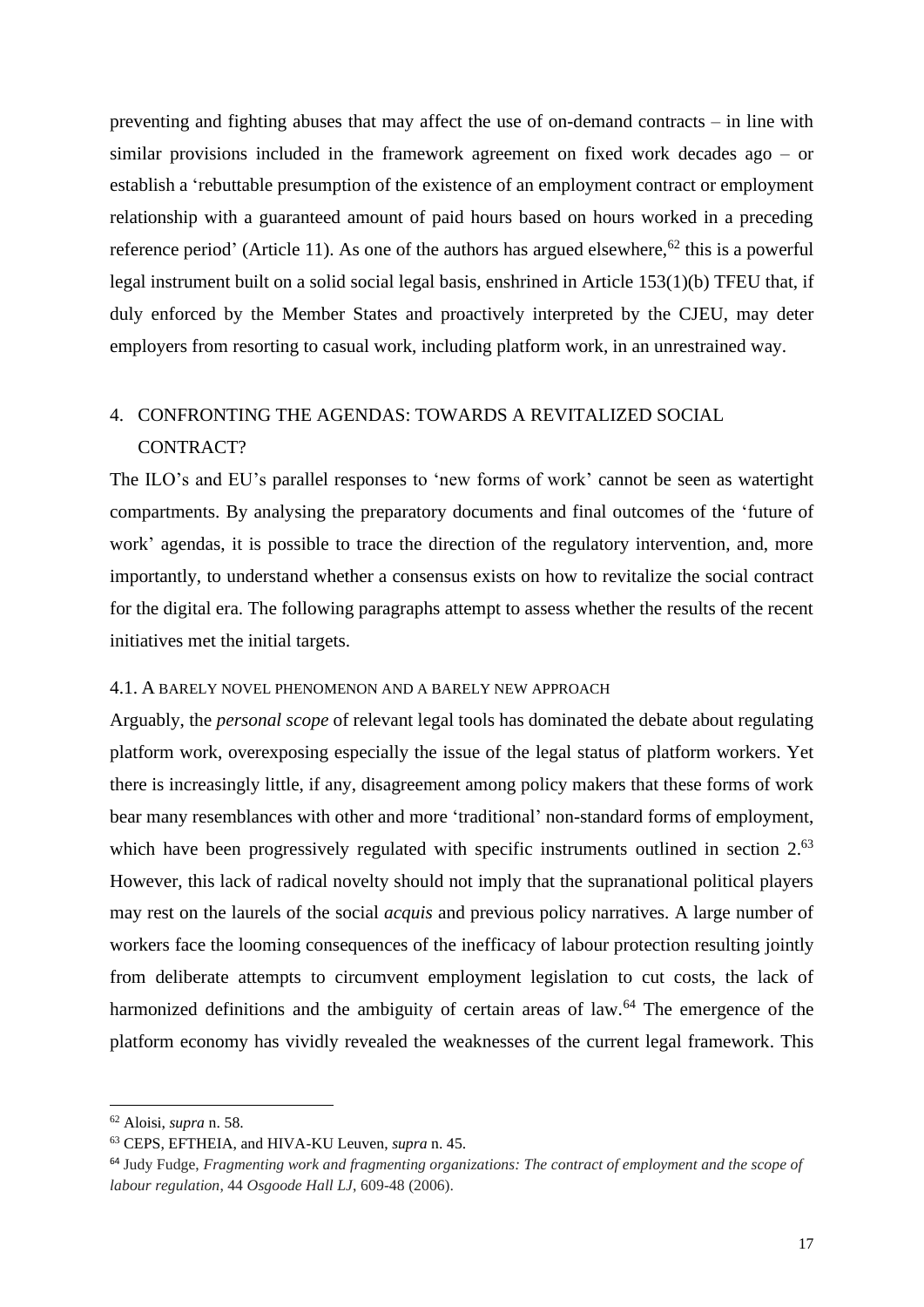preventing and fighting abuses that may affect the use of on-demand contracts – in line with similar provisions included in the framework agreement on fixed work decades ago – or establish a 'rebuttable presumption of the existence of an employment contract or employment relationship with a guaranteed amount of paid hours based on hours worked in a preceding reference period' (Article 11). As one of the authors has argued elsewhere,[62] this is a powerful legal instrument built on a solid social legal basis, enshrined in Article 153(1)(b) TFEU that, if duly enforced by the Member States and proactively interpreted by the CJEU, may deter employers from resorting to casual work, including platform work, in an unrestrained way.

## 4. CONFRONTING THE AGENDAS: TOWARDS A REVITALIZED SOCIAL CONTRACT?

The ILO's and EU's parallel responses to 'new forms of work' cannot be seen as watertight compartments. By analysing the preparatory documents and final outcomes of the 'future of work' agendas, it is possible to trace the direction of the regulatory intervention, and, more importantly, to understand whether a consensus exists on how to revitalize the social contract for the digital era. The following paragraphs attempt to assess whether the results of the recent initiatives met the initial targets.

### 4.1. A BARELY NOVEL PHENOMENON AND A BARELY NEW APPROACH

Arguably, the *personal scope* of relevant legal tools has dominated the debate about regulating platform work, overexposing especially the issue of the legal status of platform workers. Yet there is increasingly little, if any, disagreement among policy makers that these forms of work bear many resemblances with other and more 'traditional' non-standard forms of employment, which have been progressively regulated with specific instruments outlined in section 2.[63] However, this lack of radical novelty should not imply that the supranational political players may rest on the laurels of the social *acquis* and previous policy narratives. A large number of workers face the looming consequences of the inefficacy of labour protection resulting jointly from deliberate attempts to circumvent employment legislation to cut costs, the lack of harmonized definitions and the ambiguity of certain areas of law.[64] The emergence of the platform economy has vividly revealed the weaknesses of the current legal framework. This

---

[62] Aloisi, *supra* n. 58.

[63] CEPS, EFTHEIA, and HIVA-KU Leuven, *supra* n. 45.

[64] Judy Fudge, *Fragmenting work and fragmenting organizations: The contract of employment and the scope of labour regulation*, 44 *Osgoode Hall LJ*, 609-48 (2006).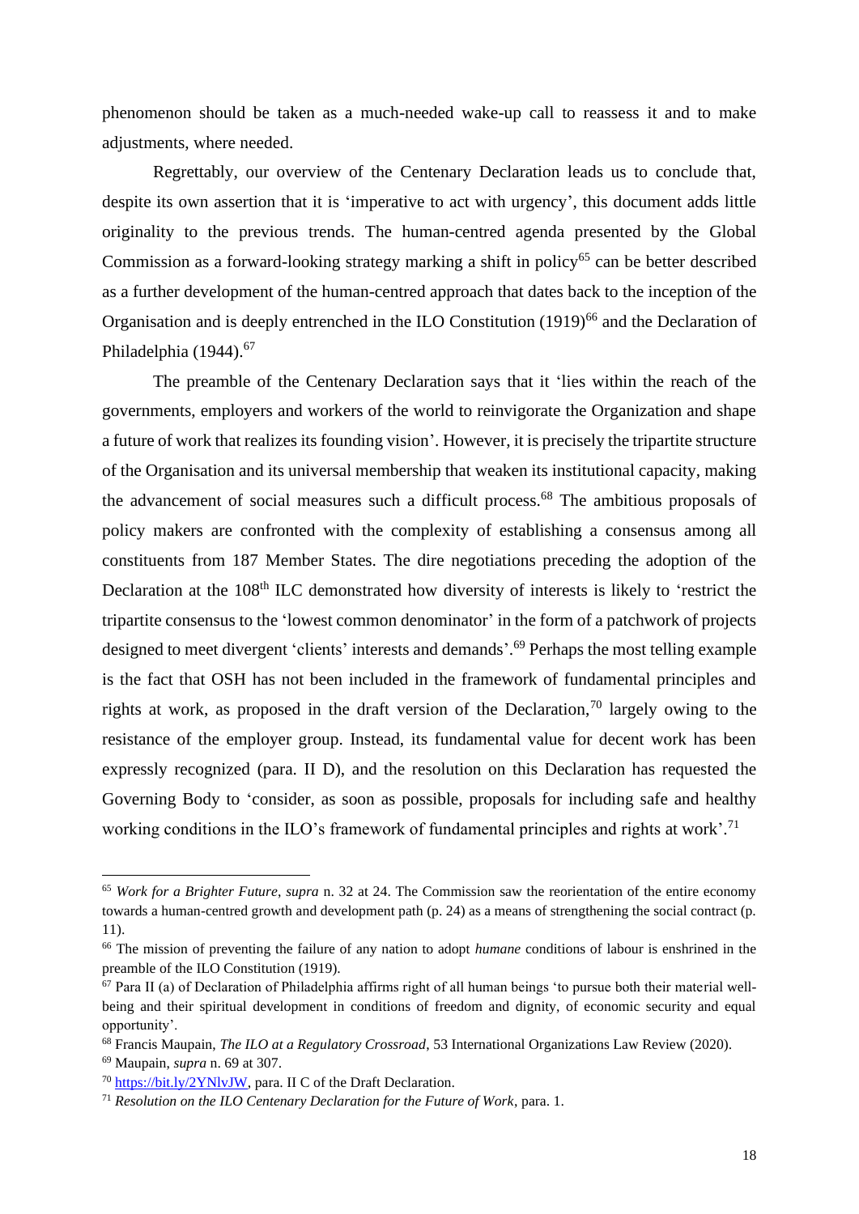phenomenon should be taken as a much-needed wake-up call to reassess it and to make adjustments, where needed.

Regrettably, our overview of the Centenary Declaration leads us to conclude that, despite its own assertion that it is 'imperative to act with urgency', this document adds little originality to the previous trends. The human-centred agenda presented by the Global Commission as a forward-looking strategy marking a shift in policy[65] can be better described as a further development of the human-centred approach that dates back to the inception of the Organisation and is deeply entrenched in the ILO Constitution (1919)[66] and the Declaration of Philadelphia (1944).[67]

The preamble of the Centenary Declaration says that it 'lies within the reach of the governments, employers and workers of the world to reinvigorate the Organization and shape a future of work that realizes its founding vision'. However, it is precisely the tripartite structure of the Organisation and its universal membership that weaken its institutional capacity, making the advancement of social measures such a difficult process.[68] The ambitious proposals of policy makers are confronted with the complexity of establishing a consensus among all constituents from 187 Member States. The dire negotiations preceding the adoption of the Declaration at the 108th ILC demonstrated how diversity of interests is likely to 'restrict the tripartite consensus to the 'lowest common denominator' in the form of a patchwork of projects designed to meet divergent 'clients' interests and demands'.[69] Perhaps the most telling example is the fact that OSH has not been included in the framework of fundamental principles and rights at work, as proposed in the draft version of the Declaration,[70] largely owing to the resistance of the employer group. Instead, its fundamental value for decent work has been expressly recognized (para. II D), and the resolution on this Declaration has requested the Governing Body to 'consider, as soon as possible, proposals for including safe and healthy working conditions in the ILO's framework of fundamental principles and rights at work'.[71]

---

[65] *Work for a Brighter Future*, *supra* n. 32 at 24. The Commission saw the reorientation of the entire economy towards a human-centred growth and development path (p. 24) as a means of strengthening the social contract (p. 11).

[66] The mission of preventing the failure of any nation to adopt *humane* conditions of labour is enshrined in the preamble of the ILO Constitution (1919).

[67] Para II (a) of Declaration of Philadelphia affirms right of all human beings 'to pursue both their material well-being and their spiritual development in conditions of freedom and dignity, of economic security and equal opportunity'.

[68] Francis Maupain, *The ILO at a Regulatory Crossroad*, 53 International Organizations Law Review (2020).

[69] Maupain, *supra* n. 69 at 307.

[70] https://bit.ly/2YNlvJW, para. II C of the Draft Declaration.

[71] *Resolution on the ILO Centenary Declaration for the Future of Work*, para. 1.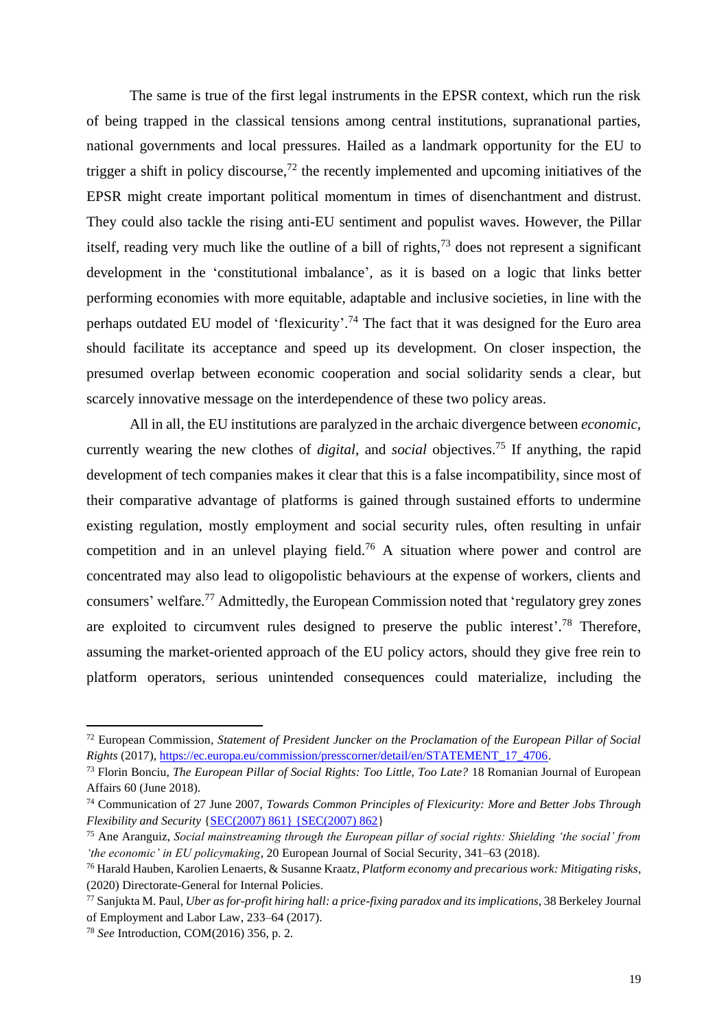The same is true of the first legal instruments in the EPSR context, which run the risk of being trapped in the classical tensions among central institutions, supranational parties, national governments and local pressures. Hailed as a landmark opportunity for the EU to trigger a shift in policy discourse,[72] the recently implemented and upcoming initiatives of the EPSR might create important political momentum in times of disenchantment and distrust. They could also tackle the rising anti-EU sentiment and populist waves. However, the Pillar itself, reading very much like the outline of a bill of rights,[73] does not represent a significant development in the 'constitutional imbalance', as it is based on a logic that links better performing economies with more equitable, adaptable and inclusive societies, in line with the perhaps outdated EU model of 'flexicurity'.[74] The fact that it was designed for the Euro area should facilitate its acceptance and speed up its development. On closer inspection, the presumed overlap between economic cooperation and social solidarity sends a clear, but scarcely innovative message on the interdependence of these two policy areas.

All in all, the EU institutions are paralyzed in the archaic divergence between *economic*, currently wearing the new clothes of *digital*, and *social* objectives.[75] If anything, the rapid development of tech companies makes it clear that this is a false incompatibility, since most of their comparative advantage of platforms is gained through sustained efforts to undermine existing regulation, mostly employment and social security rules, often resulting in unfair competition and in an unlevel playing field.[76] A situation where power and control are concentrated may also lead to oligopolistic behaviours at the expense of workers, clients and consumers' welfare.[77] Admittedly, the European Commission noted that 'regulatory grey zones are exploited to circumvent rules designed to preserve the public interest'.[78] Therefore, assuming the market-oriented approach of the EU policy actors, should they give free rein to platform operators, serious unintended consequences could materialize, including the

---

[72] European Commission, *Statement of President Juncker on the Proclamation of the European Pillar of Social Rights* (2017), https://ec.europa.eu/commission/presscorner/detail/en/STATEMENT_17_4706.

[73] Florin Bonciu, *The European Pillar of Social Rights: Too Little, Too Late?* 18 Romanian Journal of European Affairs 60 (June 2018).

[74] Communication of 27 June 2007, *Towards Common Principles of Flexicurity: More and Better Jobs Through Flexibility and Security* {SEC(2007) 861} {SEC(2007) 862}

[75] Ane Aranguiz, *Social mainstreaming through the European pillar of social rights: Shielding 'the social' from 'the economic' in EU policymaking*, 20 European Journal of Social Security, 341–63 (2018).

[76] Harald Hauben, Karolien Lenaerts, & Susanne Kraatz, *Platform economy and precarious work: Mitigating risks*, (2020) Directorate-General for Internal Policies.

[77] Sanjukta M. Paul, *Uber as for-profit hiring hall: a price-fixing paradox and its implications*, 38 Berkeley Journal of Employment and Labor Law, 233–64 (2017).

[78] *See* Introduction, COM(2016) 356, p. 2.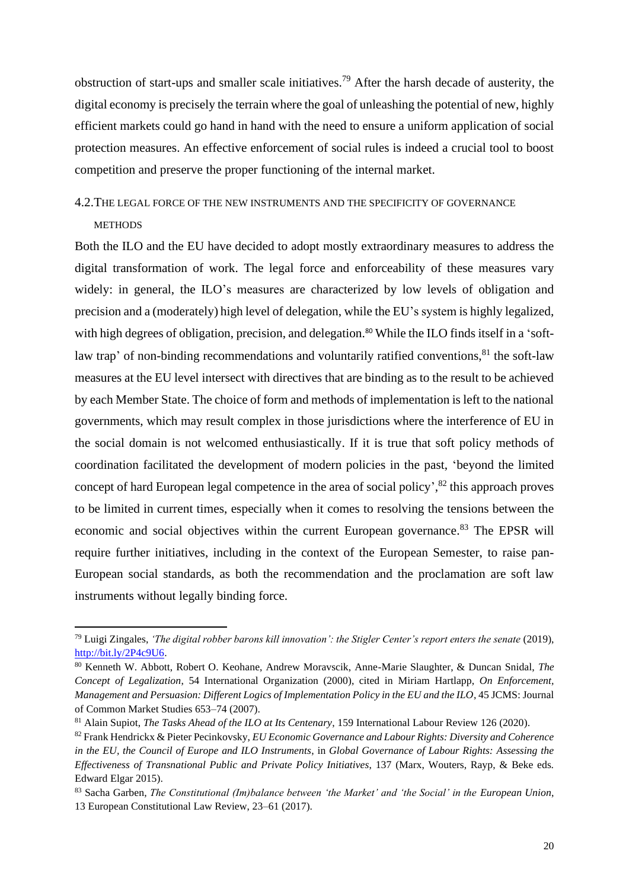obstruction of start-ups and smaller scale initiatives.[79] After the harsh decade of austerity, the digital economy is precisely the terrain where the goal of unleashing the potential of new, highly efficient markets could go hand in hand with the need to ensure a uniform application of social protection measures. An effective enforcement of social rules is indeed a crucial tool to boost competition and preserve the proper functioning of the internal market.

### 4.2. The legal force of the new instruments and the specificity of governance methods

Both the ILO and the EU have decided to adopt mostly extraordinary measures to address the digital transformation of work. The legal force and enforceability of these measures vary widely: in general, the ILO's measures are characterized by low levels of obligation and precision and a (moderately) high level of delegation, while the EU's system is highly legalized, with high degrees of obligation, precision, and delegation.[80] While the ILO finds itself in a 'soft-law trap' of non-binding recommendations and voluntarily ratified conventions,[81] the soft-law measures at the EU level intersect with directives that are binding as to the result to be achieved by each Member State. The choice of form and methods of implementation is left to the national governments, which may result complex in those jurisdictions where the interference of EU in the social domain is not welcomed enthusiastically. If it is true that soft policy methods of coordination facilitated the development of modern policies in the past, 'beyond the limited concept of hard European legal competence in the area of social policy',[82] this approach proves to be limited in current times, especially when it comes to resolving the tensions between the economic and social objectives within the current European governance.[83] The EPSR will require further initiatives, including in the context of the European Semester, to raise pan-European social standards, as both the recommendation and the proclamation are soft law instruments without legally binding force.

---

[79] Luigi Zingales, *'The digital robber barons kill innovation': the Stigler Center's report enters the senate* (2019), http://bit.ly/2P4c9U6.

[80] Kenneth W. Abbott, Robert O. Keohane, Andrew Moravcsik, Anne-Marie Slaughter, & Duncan Snidal, *The Concept of Legalization*, 54 International Organization (2000), cited in Miriam Hartlapp, *On Enforcement, Management and Persuasion: Different Logics of Implementation Policy in the EU and the ILO*, 45 JCMS: Journal of Common Market Studies 653–74 (2007).

[81] Alain Supiot, *The Tasks Ahead of the ILO at Its Centenary*, 159 International Labour Review 126 (2020).

[82] Frank Hendrickx & Pieter Pecinkovsky, *EU Economic Governance and Labour Rights: Diversity and Coherence in the EU, the Council of Europe and ILO Instruments*, in *Global Governance of Labour Rights: Assessing the Effectiveness of Transnational Public and Private Policy Initiatives*, 137 (Marx, Wouters, Rayp, & Beke eds. Edward Elgar 2015).

[83] Sacha Garben, *The Constitutional (Im)balance between 'the Market' and 'the Social' in the European Union*, 13 European Constitutional Law Review, 23–61 (2017).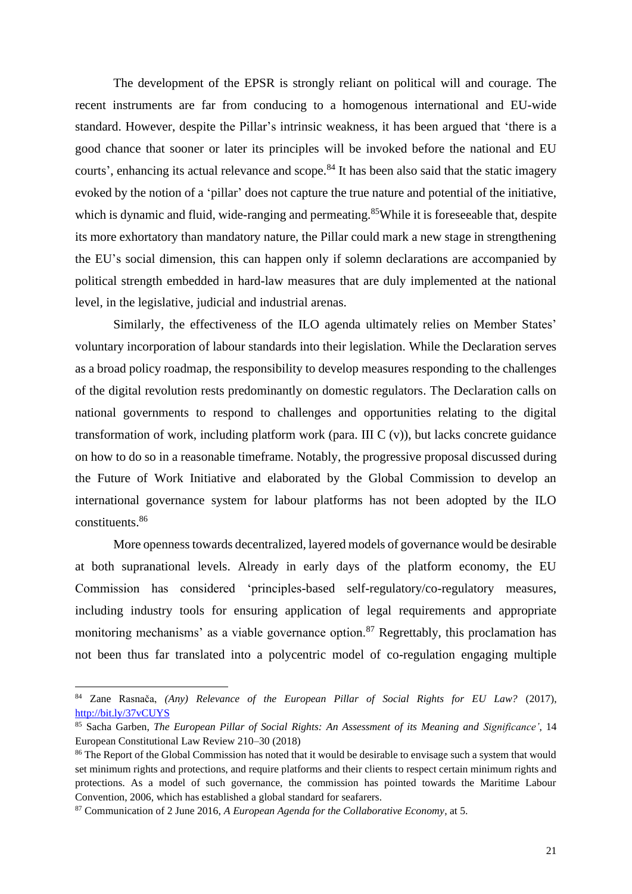The development of the EPSR is strongly reliant on political will and courage. The recent instruments are far from conducing to a homogenous international and EU-wide standard. However, despite the Pillar's intrinsic weakness, it has been argued that 'there is a good chance that sooner or later its principles will be invoked before the national and EU courts', enhancing its actual relevance and scope.[84] It has been also said that the static imagery evoked by the notion of a 'pillar' does not capture the true nature and potential of the initiative, which is dynamic and fluid, wide-ranging and permeating.[85]While it is foreseeable that, despite its more exhortatory than mandatory nature, the Pillar could mark a new stage in strengthening the EU's social dimension, this can happen only if solemn declarations are accompanied by political strength embedded in hard-law measures that are duly implemented at the national level, in the legislative, judicial and industrial arenas.

Similarly, the effectiveness of the ILO agenda ultimately relies on Member States' voluntary incorporation of labour standards into their legislation. While the Declaration serves as a broad policy roadmap, the responsibility to develop measures responding to the challenges of the digital revolution rests predominantly on domestic regulators. The Declaration calls on national governments to respond to challenges and opportunities relating to the digital transformation of work, including platform work (para. III C (v)), but lacks concrete guidance on how to do so in a reasonable timeframe. Notably, the progressive proposal discussed during the Future of Work Initiative and elaborated by the Global Commission to develop an international governance system for labour platforms has not been adopted by the ILO constituents.[86]

More openness towards decentralized, layered models of governance would be desirable at both supranational levels. Already in early days of the platform economy, the EU Commission has considered 'principles-based self-regulatory/co-regulatory measures, including industry tools for ensuring application of legal requirements and appropriate monitoring mechanisms' as a viable governance option.[87] Regrettably, this proclamation has not been thus far translated into a polycentric model of co-regulation engaging multiple

---

[84] Zane Rasnača, *(Any) Relevance of the European Pillar of Social Rights for EU Law?* (2017), http://bit.ly/37vCUYS

[85] Sacha Garben, *The European Pillar of Social Rights: An Assessment of its Meaning and Significance'*, 14 European Constitutional Law Review 210–30 (2018)

[86] The Report of the Global Commission has noted that it would be desirable to envisage such a system that would set minimum rights and protections, and require platforms and their clients to respect certain minimum rights and protections. As a model of such governance, the commission has pointed towards the Maritime Labour Convention, 2006, which has established a global standard for seafarers.

[87] Communication of 2 June 2016, *A European Agenda for the Collaborative Economy*, at 5.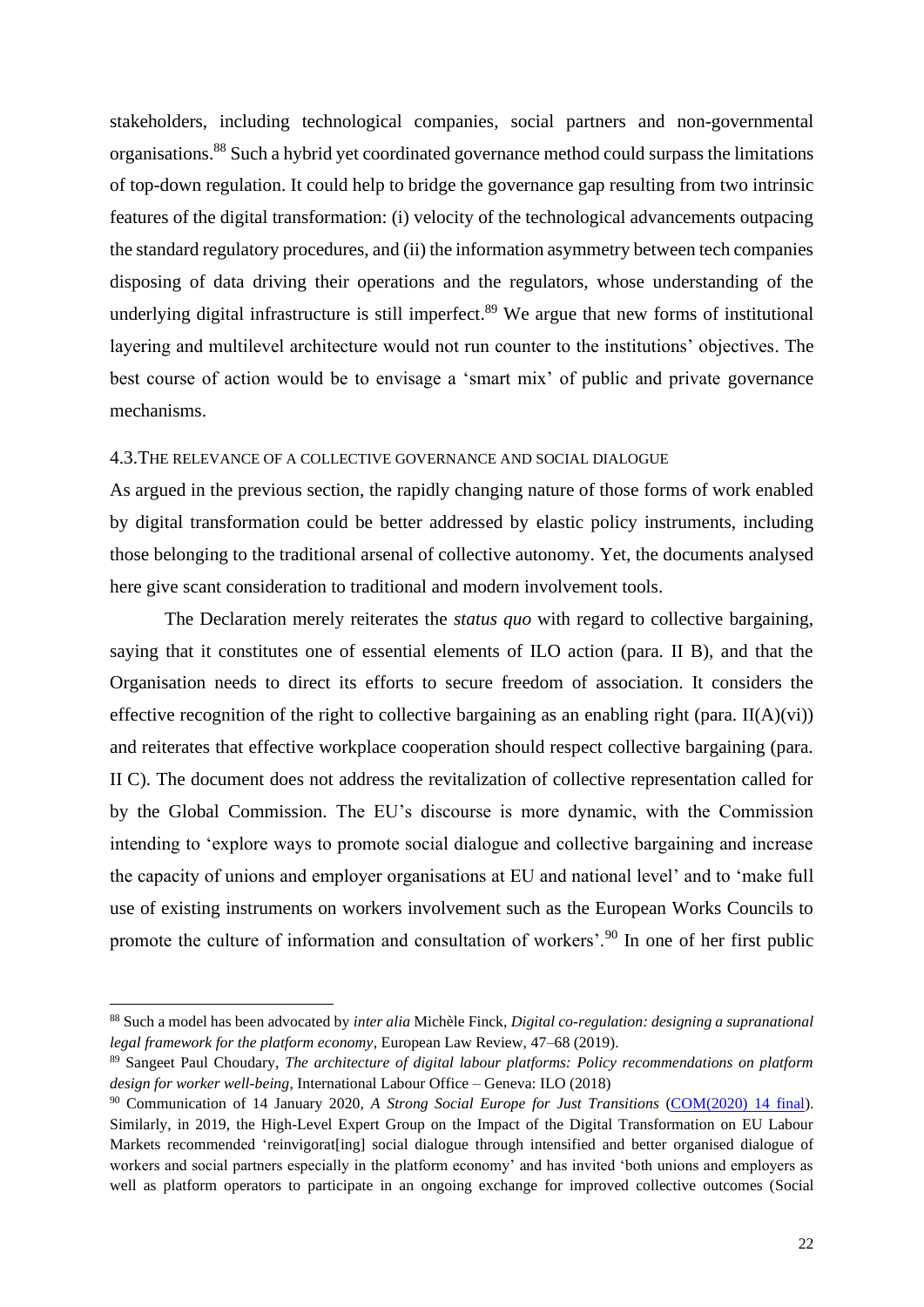stakeholders, including technological companies, social partners and non-governmental organisations.[88] Such a hybrid yet coordinated governance method could surpass the limitations of top-down regulation. It could help to bridge the governance gap resulting from two intrinsic features of the digital transformation: (i) velocity of the technological advancements outpacing the standard regulatory procedures, and (ii) the information asymmetry between tech companies disposing of data driving their operations and the regulators, whose understanding of the underlying digital infrastructure is still imperfect.[89] We argue that new forms of institutional layering and multilevel architecture would not run counter to the institutions' objectives. The best course of action would be to envisage a 'smart mix' of public and private governance mechanisms.

### 4.3. The relevance of a collective governance and social dialogue

As argued in the previous section, the rapidly changing nature of those forms of work enabled by digital transformation could be better addressed by elastic policy instruments, including those belonging to the traditional arsenal of collective autonomy. Yet, the documents analysed here give scant consideration to traditional and modern involvement tools.

The Declaration merely reiterates the *status quo* with regard to collective bargaining, saying that it constitutes one of essential elements of ILO action (para. II B), and that the Organisation needs to direct its efforts to secure freedom of association. It considers the effective recognition of the right to collective bargaining as an enabling right (para. II(A)(vi)) and reiterates that effective workplace cooperation should respect collective bargaining (para. II C). The document does not address the revitalization of collective representation called for by the Global Commission. The EU's discourse is more dynamic, with the Commission intending to 'explore ways to promote social dialogue and collective bargaining and increase the capacity of unions and employer organisations at EU and national level' and to 'make full use of existing instruments on workers involvement such as the European Works Councils to promote the culture of information and consultation of workers'.[90] In one of her first public

---

[88] Such a model has been advocated by *inter alia* Michèle Finck, *Digital co-regulation: designing a supranational legal framework for the platform economy*, European Law Review, 47–68 (2019).

[89] Sangeet Paul Choudary, *The architecture of digital labour platforms: Policy recommendations on platform design for worker well-being*, International Labour Office – Geneva: ILO (2018)

[90] Communication of 14 January 2020, *A Strong Social Europe for Just Transitions* (COM(2020) 14 final). Similarly, in 2019, the High-Level Expert Group on the Impact of the Digital Transformation on EU Labour Markets recommended 'reinvigorat[ing] social dialogue through intensified and better organised dialogue of workers and social partners especially in the platform economy' and has invited 'both unions and employers as well as platform operators to participate in an ongoing exchange for improved collective outcomes (Social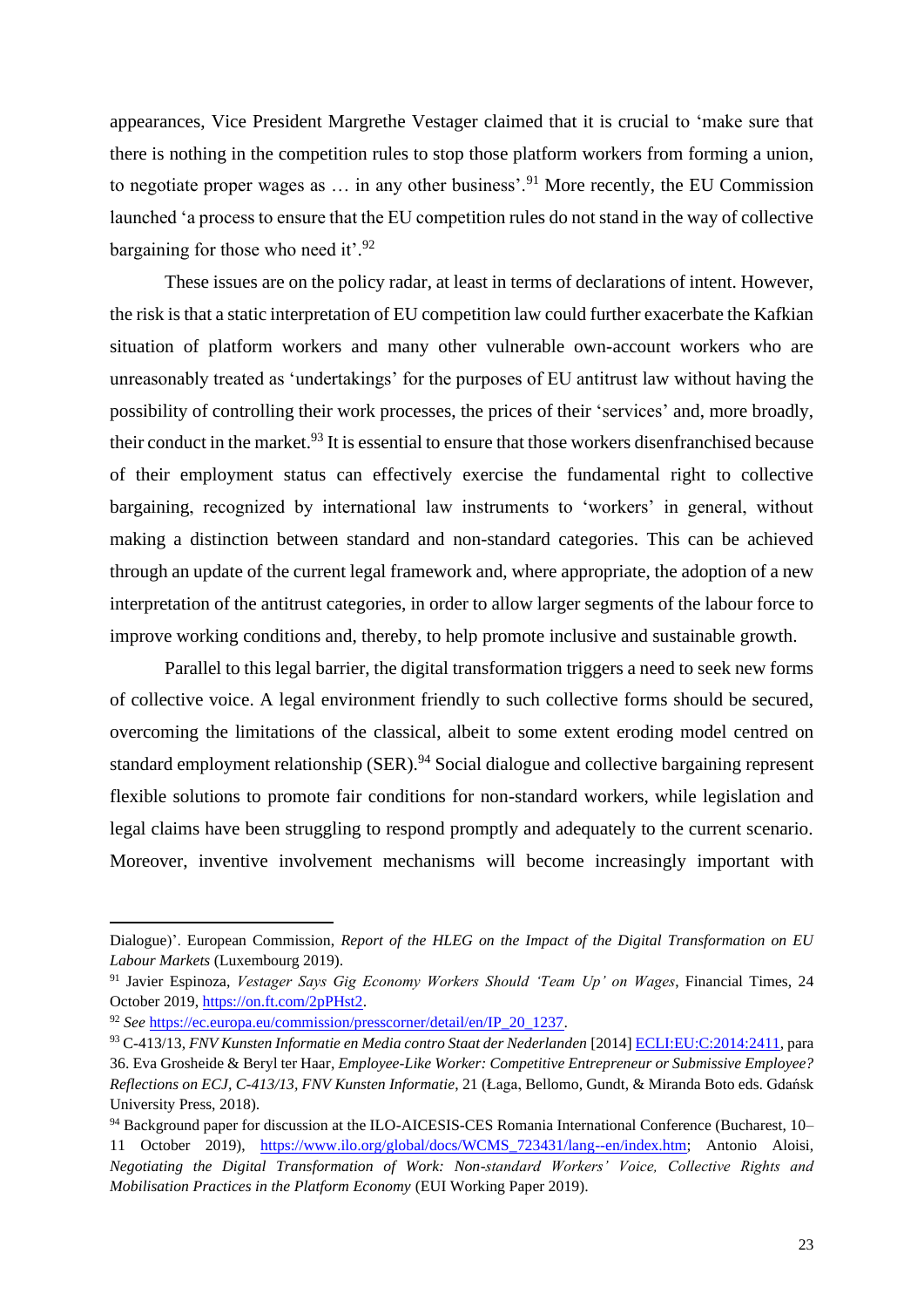appearances, Vice President Margrethe Vestager claimed that it is crucial to 'make sure that there is nothing in the competition rules to stop those platform workers from forming a union, to negotiate proper wages as … in any other business'.[91] More recently, the EU Commission launched 'a process to ensure that the EU competition rules do not stand in the way of collective bargaining for those who need it'.[92]

These issues are on the policy radar, at least in terms of declarations of intent. However, the risk is that a static interpretation of EU competition law could further exacerbate the Kafkian situation of platform workers and many other vulnerable own-account workers who are unreasonably treated as 'undertakings' for the purposes of EU antitrust law without having the possibility of controlling their work processes, the prices of their 'services' and, more broadly, their conduct in the market.[93] It is essential to ensure that those workers disenfranchised because of their employment status can effectively exercise the fundamental right to collective bargaining, recognized by international law instruments to 'workers' in general, without making a distinction between standard and non-standard categories. This can be achieved through an update of the current legal framework and, where appropriate, the adoption of a new interpretation of the antitrust categories, in order to allow larger segments of the labour force to improve working conditions and, thereby, to help promote inclusive and sustainable growth.

Parallel to this legal barrier, the digital transformation triggers a need to seek new forms of collective voice. A legal environment friendly to such collective forms should be secured, overcoming the limitations of the classical, albeit to some extent eroding model centred on standard employment relationship (SER).[94] Social dialogue and collective bargaining represent flexible solutions to promote fair conditions for non-standard workers, while legislation and legal claims have been struggling to respond promptly and adequately to the current scenario. Moreover, inventive involvement mechanisms will become increasingly important with

---

Dialogue)'. European Commission, *Report of the HLEG on the Impact of the Digital Transformation on EU Labour Markets* (Luxembourg 2019).

[91] Javier Espinoza, *Vestager Says Gig Economy Workers Should 'Team Up' on Wages*, Financial Times, 24 October 2019, https://on.ft.com/2pPHst2.

[92] *See* https://ec.europa.eu/commission/presscorner/detail/en/IP_20_1237.

[93] C-413/13, *FNV Kunsten Informatie en Media contro Staat der Nederlanden* [2014] ECLI:EU:C:2014:2411, para 36. Eva Grosheide & Beryl ter Haar, *Employee-Like Worker: Competitive Entrepreneur or Submissive Employee? Reflections on ECJ, C-413/13, FNV Kunsten Informatie*, 21 (Łaga, Bellomo, Gundt, & Miranda Boto eds. Gdańsk University Press, 2018).

[94] Background paper for discussion at the ILO-AICESIS-CES Romania International Conference (Bucharest, 10–11 October 2019), https://www.ilo.org/global/docs/WCMS_723431/lang--en/index.htm; Antonio Aloisi, *Negotiating the Digital Transformation of Work: Non-standard Workers' Voice, Collective Rights and Mobilisation Practices in the Platform Economy* (EUI Working Paper 2019).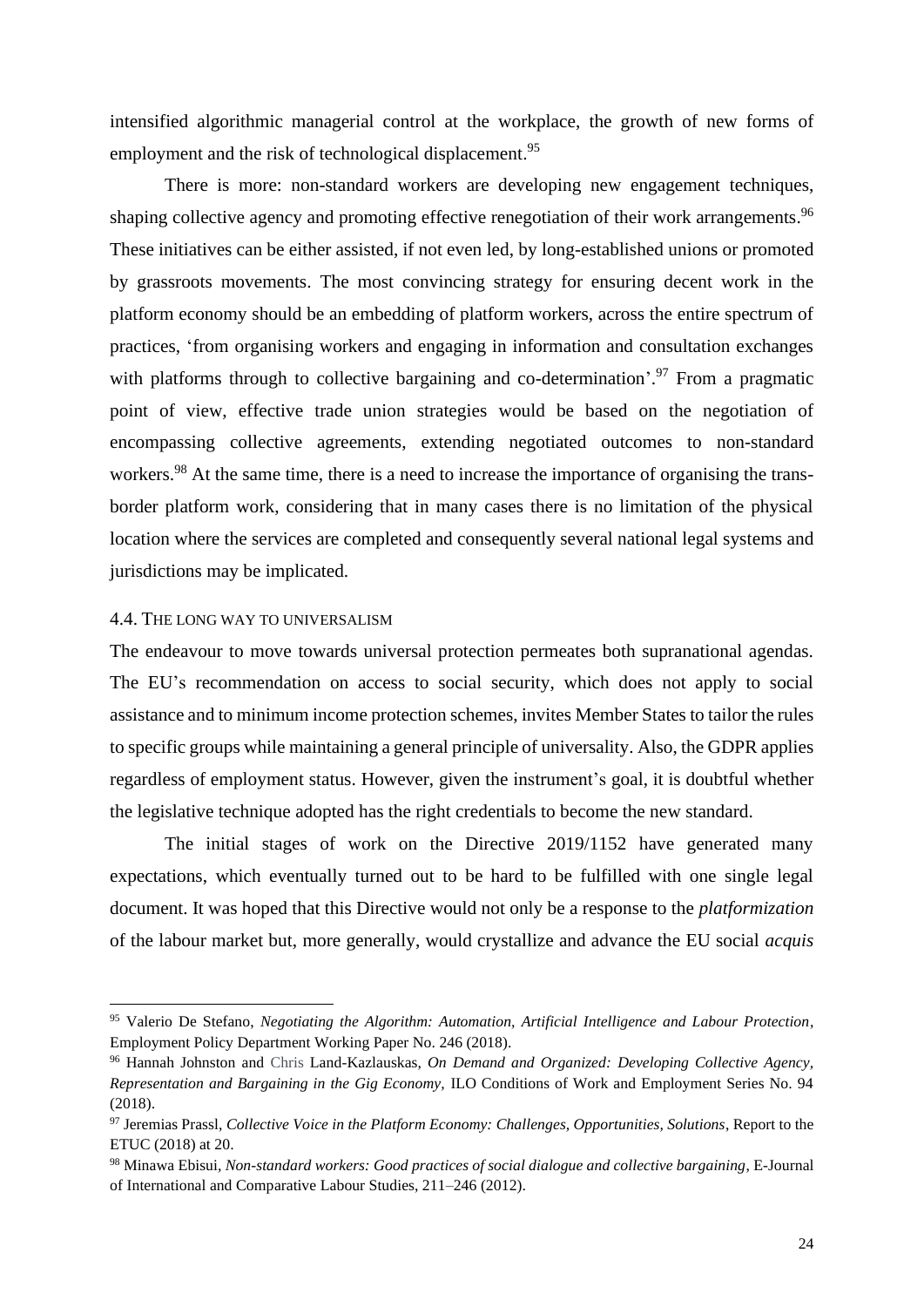intensified algorithmic managerial control at the workplace, the growth of new forms of employment and the risk of technological displacement.[95]

There is more: non-standard workers are developing new engagement techniques, shaping collective agency and promoting effective renegotiation of their work arrangements.[96] These initiatives can be either assisted, if not even led, by long-established unions or promoted by grassroots movements. The most convincing strategy for ensuring decent work in the platform economy should be an embedding of platform workers, across the entire spectrum of practices, 'from organising workers and engaging in information and consultation exchanges with platforms through to collective bargaining and co-determination'.[97] From a pragmatic point of view, effective trade union strategies would be based on the negotiation of encompassing collective agreements, extending negotiated outcomes to non-standard workers.[98] At the same time, there is a need to increase the importance of organising the trans-border platform work, considering that in many cases there is no limitation of the physical location where the services are completed and consequently several national legal systems and jurisdictions may be implicated.

### 4.4. The long way to universalism

The endeavour to move towards universal protection permeates both supranational agendas. The EU's recommendation on access to social security, which does not apply to social assistance and to minimum income protection schemes, invites Member States to tailor the rules to specific groups while maintaining a general principle of universality. Also, the GDPR applies regardless of employment status. However, given the instrument's goal, it is doubtful whether the legislative technique adopted has the right credentials to become the new standard.

The initial stages of work on the Directive 2019/1152 have generated many expectations, which eventually turned out to be hard to be fulfilled with one single legal document. It was hoped that this Directive would not only be a response to the *platformization* of the labour market but, more generally, would crystallize and advance the EU social *acquis*

---

[95] Valerio De Stefano, *Negotiating the Algorithm: Automation, Artificial Intelligence and Labour Protection*, Employment Policy Department Working Paper No. 246 (2018).

[96] Hannah Johnston and Chris Land-Kazlauskas, *On Demand and Organized: Developing Collective Agency, Representation and Bargaining in the Gig Economy,* ILO Conditions of Work and Employment Series No. 94 (2018).

[97] Jeremias Prassl, *Collective Voice in the Platform Economy: Challenges, Opportunities, Solutions*, Report to the ETUC (2018) at 20.

[98] Minawa Ebisui, *Non-standard workers: Good practices of social dialogue and collective bargaining*, E-Journal of International and Comparative Labour Studies, 211–246 (2012).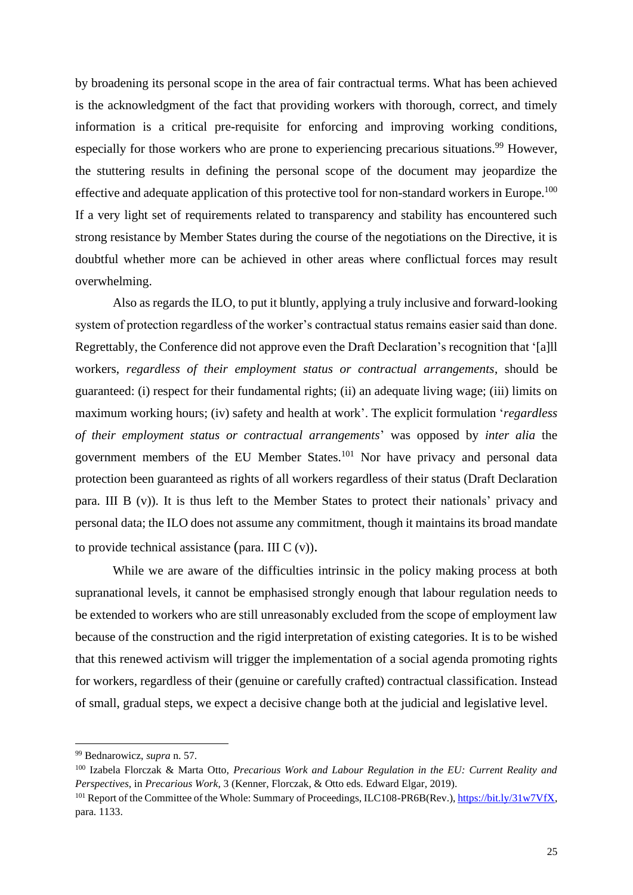by broadening its personal scope in the area of fair contractual terms. What has been achieved is the acknowledgment of the fact that providing workers with thorough, correct, and timely information is a critical pre-requisite for enforcing and improving working conditions, especially for those workers who are prone to experiencing precarious situations.[99] However, the stuttering results in defining the personal scope of the document may jeopardize the effective and adequate application of this protective tool for non-standard workers in Europe.[100] If a very light set of requirements related to transparency and stability has encountered such strong resistance by Member States during the course of the negotiations on the Directive, it is doubtful whether more can be achieved in other areas where conflictual forces may result overwhelming.

Also as regards the ILO, to put it bluntly, applying a truly inclusive and forward-looking system of protection regardless of the worker's contractual status remains easier said than done. Regrettably, the Conference did not approve even the Draft Declaration's recognition that '[a]ll workers, *regardless of their employment status or contractual arrangements*, should be guaranteed: (i) respect for their fundamental rights; (ii) an adequate living wage; (iii) limits on maximum working hours; (iv) safety and health at work'. The explicit formulation '*regardless of their employment status or contractual arrangements*' was opposed by *inter alia* the government members of the EU Member States.[101] Nor have privacy and personal data protection been guaranteed as rights of all workers regardless of their status (Draft Declaration para. III B (v)). It is thus left to the Member States to protect their nationals' privacy and personal data; the ILO does not assume any commitment, though it maintains its broad mandate to provide technical assistance (para. III C (v)).

While we are aware of the difficulties intrinsic in the policy making process at both supranational levels, it cannot be emphasised strongly enough that labour regulation needs to be extended to workers who are still unreasonably excluded from the scope of employment law because of the construction and the rigid interpretation of existing categories. It is to be wished that this renewed activism will trigger the implementation of a social agenda promoting rights for workers, regardless of their (genuine or carefully crafted) contractual classification. Instead of small, gradual steps, we expect a decisive change both at the judicial and legislative level.

---

[99] Bednarowicz, *supra* n. 57.

[100] Izabela Florczak & Marta Otto, *Precarious Work and Labour Regulation in the EU: Current Reality and Perspectives*, in *Precarious Work*, 3 (Kenner, Florczak, & Otto eds. Edward Elgar, 2019).

[101] Report of the Committee of the Whole: Summary of Proceedings, ILC108-PR6B(Rev.), https://bit.ly/31w7VfX, para. 1133.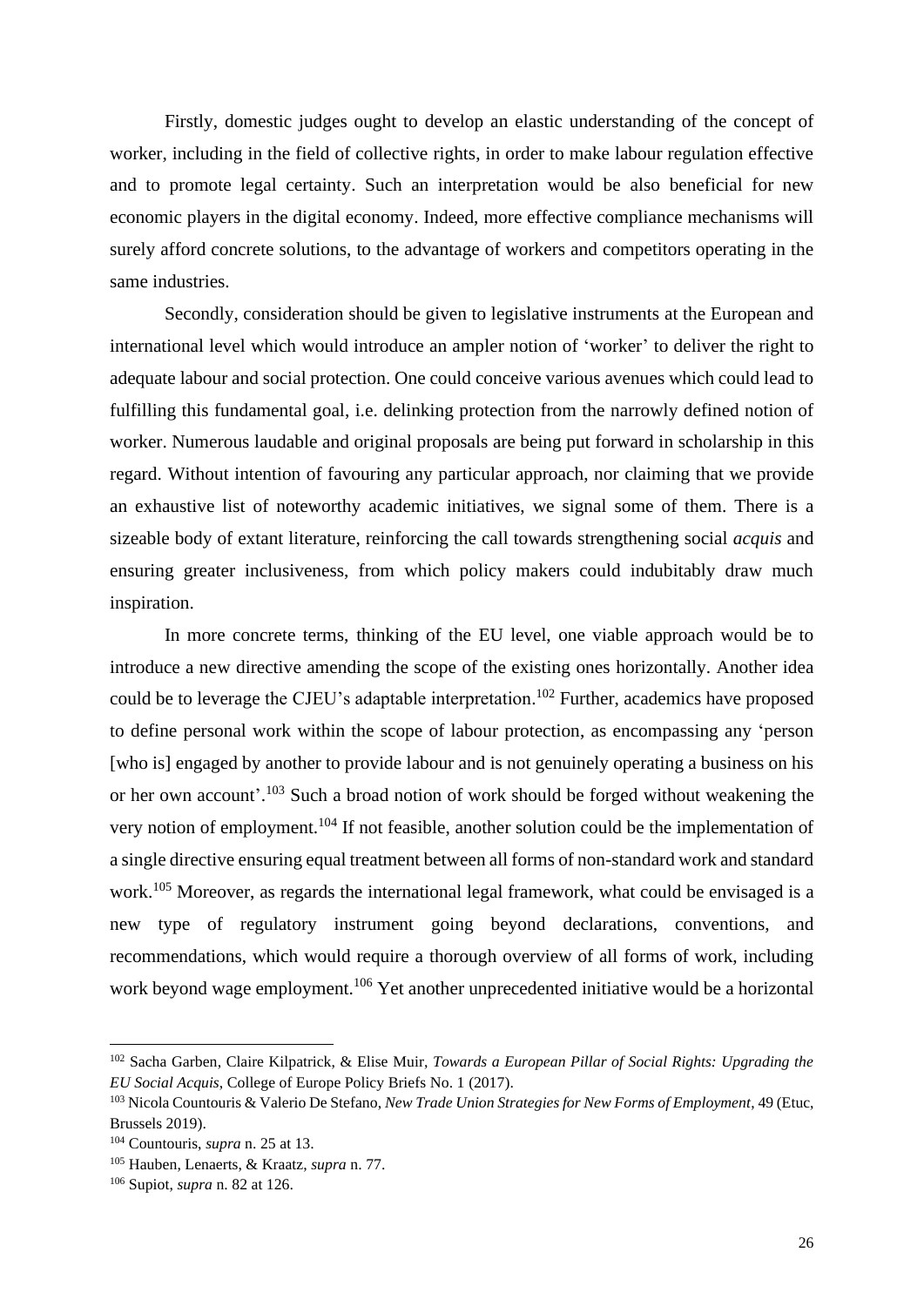Firstly, domestic judges ought to develop an elastic understanding of the concept of worker, including in the field of collective rights, in order to make labour regulation effective and to promote legal certainty. Such an interpretation would be also beneficial for new economic players in the digital economy. Indeed, more effective compliance mechanisms will surely afford concrete solutions, to the advantage of workers and competitors operating in the same industries.

Secondly, consideration should be given to legislative instruments at the European and international level which would introduce an ampler notion of 'worker' to deliver the right to adequate labour and social protection. One could conceive various avenues which could lead to fulfilling this fundamental goal, i.e. delinking protection from the narrowly defined notion of worker. Numerous laudable and original proposals are being put forward in scholarship in this regard. Without intention of favouring any particular approach, nor claiming that we provide an exhaustive list of noteworthy academic initiatives, we signal some of them. There is a sizeable body of extant literature, reinforcing the call towards strengthening social *acquis* and ensuring greater inclusiveness, from which policy makers could indubitably draw much inspiration.

In more concrete terms, thinking of the EU level, one viable approach would be to introduce a new directive amending the scope of the existing ones horizontally. Another idea could be to leverage the CJEU's adaptable interpretation.[102] Further, academics have proposed to define personal work within the scope of labour protection, as encompassing any 'person [who is] engaged by another to provide labour and is not genuinely operating a business on his or her own account'.[103] Such a broad notion of work should be forged without weakening the very notion of employment.[104] If not feasible, another solution could be the implementation of a single directive ensuring equal treatment between all forms of non-standard work and standard work.[105] Moreover, as regards the international legal framework, what could be envisaged is a new type of regulatory instrument going beyond declarations, conventions, and recommendations, which would require a thorough overview of all forms of work, including work beyond wage employment.[106] Yet another unprecedented initiative would be a horizontal

---

[102] Sacha Garben, Claire Kilpatrick, & Elise Muir, *Towards a European Pillar of Social Rights: Upgrading the EU Social Acquis*, College of Europe Policy Briefs No. 1 (2017).

[103] Nicola Countouris & Valerio De Stefano, *New Trade Union Strategies for New Forms of Employment*, 49 (Etuc, Brussels 2019).

[104] Countouris, *supra* n. 25 at 13.

[105] Hauben, Lenaerts, & Kraatz, *supra* n. 77.

[106] Supiot, *supra* n. 82 at 126.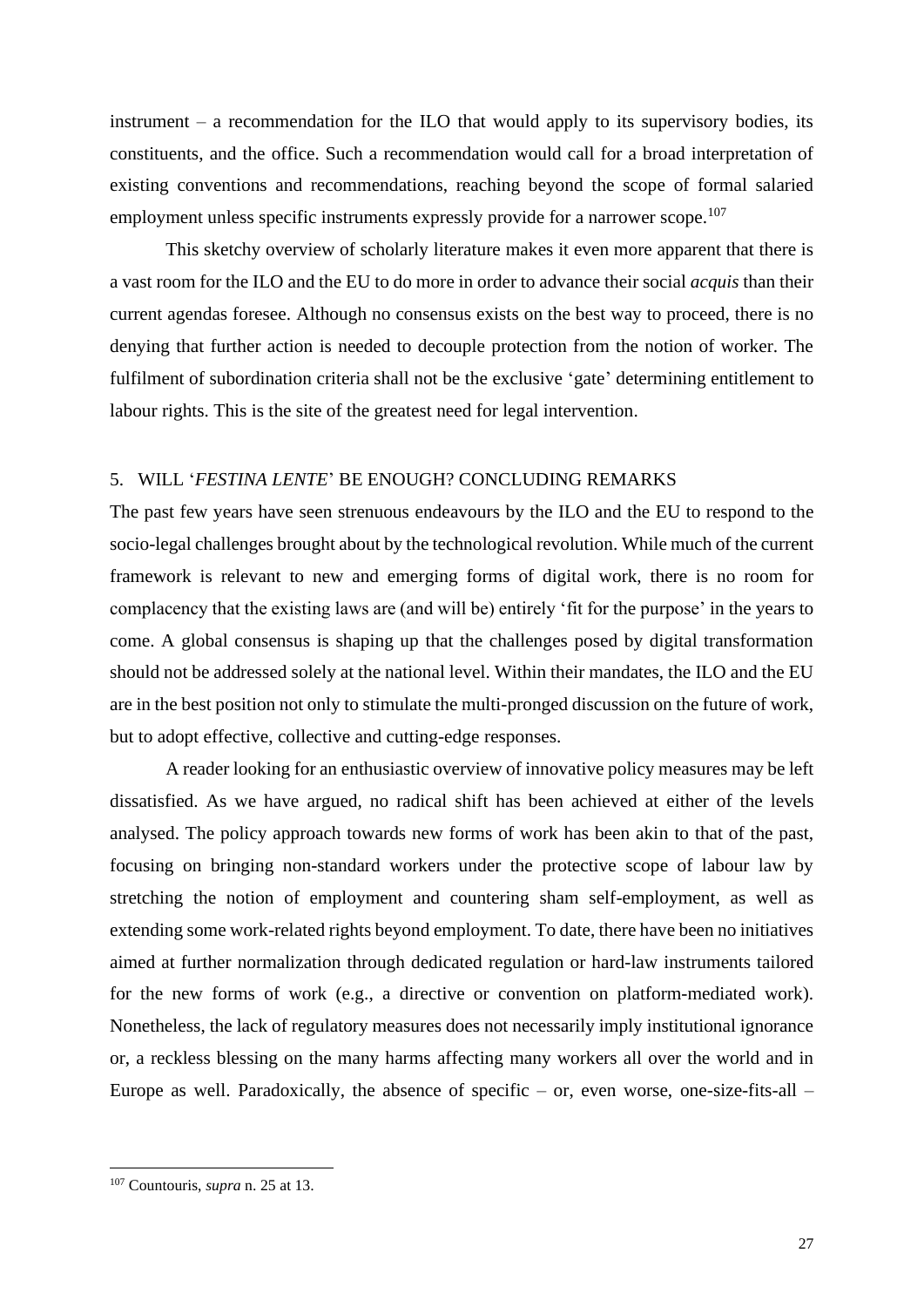instrument – a recommendation for the ILO that would apply to its supervisory bodies, its constituents, and the office. Such a recommendation would call for a broad interpretation of existing conventions and recommendations, reaching beyond the scope of formal salaried employment unless specific instruments expressly provide for a narrower scope.[107]

This sketchy overview of scholarly literature makes it even more apparent that there is a vast room for the ILO and the EU to do more in order to advance their social *acquis* than their current agendas foresee. Although no consensus exists on the best way to proceed, there is no denying that further action is needed to decouple protection from the notion of worker. The fulfilment of subordination criteria shall not be the exclusive 'gate' determining entitlement to labour rights. This is the site of the greatest need for legal intervention.

## 5. WILL '*FESTINA LENTE*' BE ENOUGH? CONCLUDING REMARKS

The past few years have seen strenuous endeavours by the ILO and the EU to respond to the socio-legal challenges brought about by the technological revolution. While much of the current framework is relevant to new and emerging forms of digital work, there is no room for complacency that the existing laws are (and will be) entirely 'fit for the purpose' in the years to come. A global consensus is shaping up that the challenges posed by digital transformation should not be addressed solely at the national level. Within their mandates, the ILO and the EU are in the best position not only to stimulate the multi-pronged discussion on the future of work, but to adopt effective, collective and cutting-edge responses.

A reader looking for an enthusiastic overview of innovative policy measures may be left dissatisfied. As we have argued, no radical shift has been achieved at either of the levels analysed. The policy approach towards new forms of work has been akin to that of the past, focusing on bringing non-standard workers under the protective scope of labour law by stretching the notion of employment and countering sham self-employment, as well as extending some work-related rights beyond employment. To date, there have been no initiatives aimed at further normalization through dedicated regulation or hard-law instruments tailored for the new forms of work (e.g., a directive or convention on platform-mediated work). Nonetheless, the lack of regulatory measures does not necessarily imply institutional ignorance or, a reckless blessing on the many harms affecting many workers all over the world and in Europe as well. Paradoxically, the absence of specific – or, even worse, one-size-fits-all –

---

[107] Countouris, *supra* n. 25 at 13.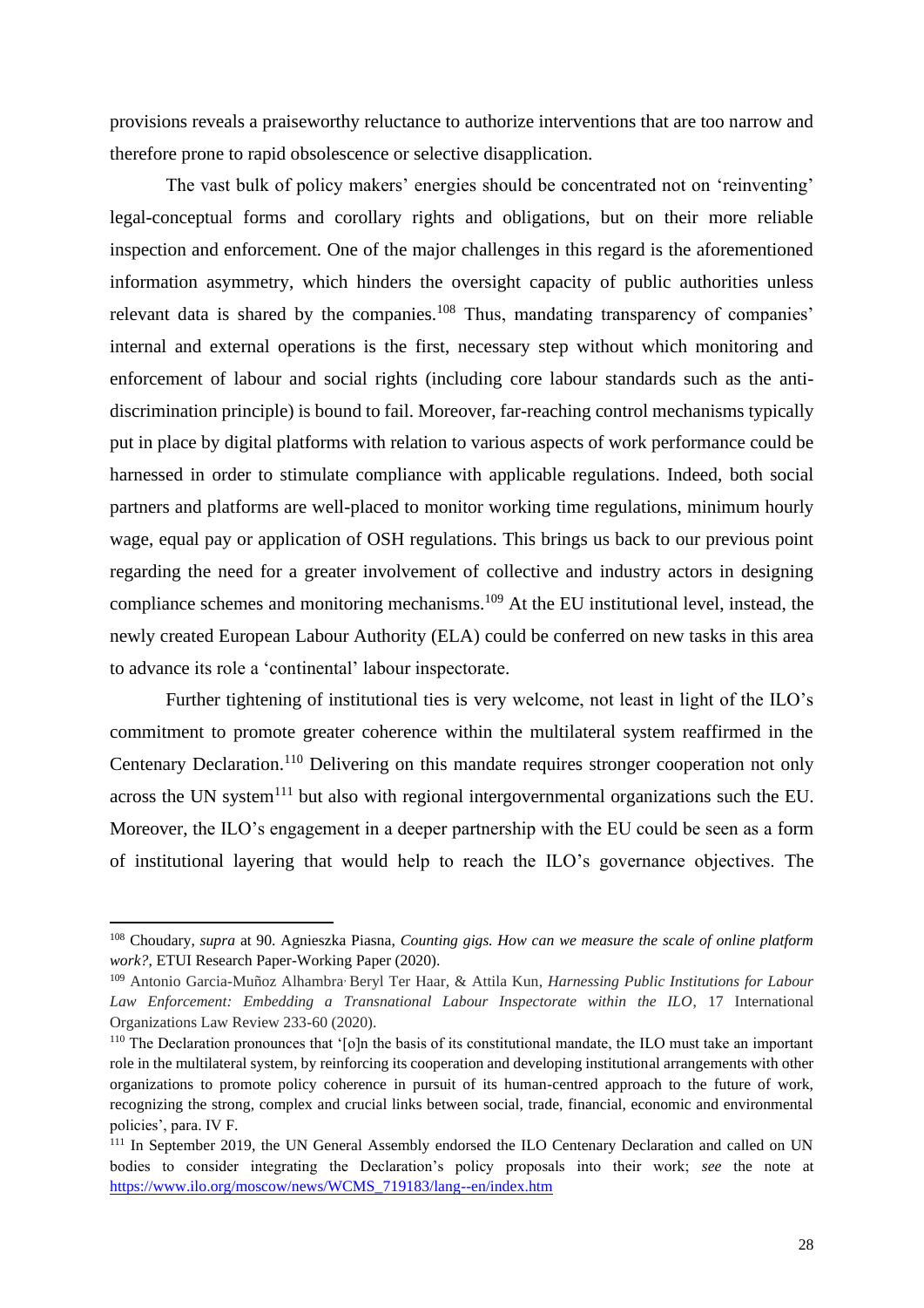provisions reveals a praiseworthy reluctance to authorize interventions that are too narrow and therefore prone to rapid obsolescence or selective disapplication.

The vast bulk of policy makers' energies should be concentrated not on 'reinventing' legal-conceptual forms and corollary rights and obligations, but on their more reliable inspection and enforcement. One of the major challenges in this regard is the aforementioned information asymmetry, which hinders the oversight capacity of public authorities unless relevant data is shared by the companies.[108] Thus, mandating transparency of companies' internal and external operations is the first, necessary step without which monitoring and enforcement of labour and social rights (including core labour standards such as the anti-discrimination principle) is bound to fail. Moreover, far-reaching control mechanisms typically put in place by digital platforms with relation to various aspects of work performance could be harnessed in order to stimulate compliance with applicable regulations. Indeed, both social partners and platforms are well-placed to monitor working time regulations, minimum hourly wage, equal pay or application of OSH regulations. This brings us back to our previous point regarding the need for a greater involvement of collective and industry actors in designing compliance schemes and monitoring mechanisms.[109] At the EU institutional level, instead, the newly created European Labour Authority (ELA) could be conferred on new tasks in this area to advance its role a 'continental' labour inspectorate.

Further tightening of institutional ties is very welcome, not least in light of the ILO's commitment to promote greater coherence within the multilateral system reaffirmed in the Centenary Declaration.[110] Delivering on this mandate requires stronger cooperation not only across the UN system[111] but also with regional intergovernmental organizations such the EU. Moreover, the ILO's engagement in a deeper partnership with the EU could be seen as a form of institutional layering that would help to reach the ILO's governance objectives. The

---

[108] Choudary, *supra* at 90. Agnieszka Piasna, *Counting gigs. How can we measure the scale of online platform work?*, ETUI Research Paper-Working Paper (2020).

[109] Antonio Garcia-Muñoz Alhambra, Beryl Ter Haar, & Attila Kun, *Harnessing Public Institutions for Labour Law Enforcement: Embedding a Transnational Labour Inspectorate within the ILO*, 17 International Organizations Law Review 233-60 (2020).

[110] The Declaration pronounces that '[o]n the basis of its constitutional mandate, the ILO must take an important role in the multilateral system, by reinforcing its cooperation and developing institutional arrangements with other organizations to promote policy coherence in pursuit of its human-centred approach to the future of work, recognizing the strong, complex and crucial links between social, trade, financial, economic and environmental policies', para. IV F.

[111] In September 2019, the UN General Assembly endorsed the ILO Centenary Declaration and called on UN bodies to consider integrating the Declaration's policy proposals into their work; *see* the note at https://www.ilo.org/moscow/news/WCMS_719183/lang--en/index.htm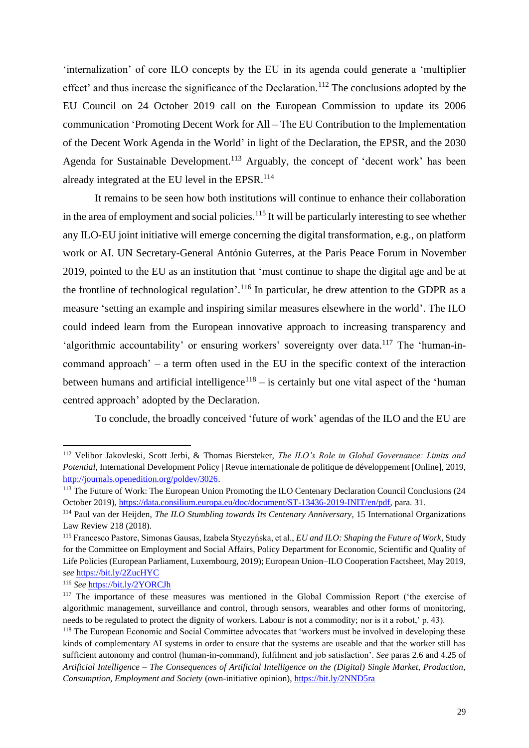‘internalization’ of core ILO concepts by the EU in its agenda could generate a ‘multiplier effect’ and thus increase the significance of the Declaration.[112] The conclusions adopted by the EU Council on 24 October 2019 call on the European Commission to update its 2006 communication ‘Promoting Decent Work for All – The EU Contribution to the Implementation of the Decent Work Agenda in the World’ in light of the Declaration, the EPSR, and the 2030 Agenda for Sustainable Development.[113] Arguably, the concept of ‘decent work’ has been already integrated at the EU level in the EPSR.[114]

It remains to be seen how both institutions will continue to enhance their collaboration in the area of employment and social policies.[115] It will be particularly interesting to see whether any ILO-EU joint initiative will emerge concerning the digital transformation, e.g., on platform work or AI. UN Secretary-General António Guterres, at the Paris Peace Forum in November 2019, pointed to the EU as an institution that ‘must continue to shape the digital age and be at the frontline of technological regulation’.[116] In particular, he drew attention to the GDPR as a measure ‘setting an example and inspiring similar measures elsewhere in the world’. The ILO could indeed learn from the European innovative approach to increasing transparency and ‘algorithmic accountability’ or ensuring workers’ sovereignty over data.[117] The ‘human-in-command approach’ – a term often used in the EU in the specific context of the interaction between humans and artificial intelligence[118] – is certainly but one vital aspect of the ‘human centred approach’ adopted by the Declaration.

To conclude, the broadly conceived ‘future of work’ agendas of the ILO and the EU are

---

[112] Velibor Jakovleski, Scott Jerbi, & Thomas Biersteker, *The ILO’s Role in Global Governance: Limits and Potential*, International Development Policy | Revue internationale de politique de développement [Online], 2019, http://journals.openedition.org/poldev/3026.

[113] The Future of Work: The European Union Promoting the ILO Centenary Declaration Council Conclusions (24 October 2019), https://data.consilium.europa.eu/doc/document/ST-13436-2019-INIT/en/pdf, para. 31.

[114] Paul van der Heijden, *The ILO Stumbling towards Its Centenary Anniversary*, 15 International Organizations Law Review 218 (2018).

[115] Francesco Pastore, Simonas Gausas, Izabela Styczyńska, et al., *EU and ILO: Shaping the Future of Work*, Study for the Committee on Employment and Social Affairs, Policy Department for Economic, Scientific and Quality of Life Policies (European Parliament, Luxembourg, 2019); European Union–ILO Cooperation Factsheet, May 2019, *see* https://bit.ly/2ZucHYC

[116] *See* https://bit.ly/2YORCJh

[117] The importance of these measures was mentioned in the Global Commission Report (‘the exercise of algorithmic management, surveillance and control, through sensors, wearables and other forms of monitoring, needs to be regulated to protect the dignity of workers. Labour is not a commodity; nor is it a robot,’ p. 43).

[118] The European Economic and Social Committee advocates that ‘workers must be involved in developing these kinds of complementary AI systems in order to ensure that the systems are useable and that the worker still has sufficient autonomy and control (human-in-command), fulfilment and job satisfaction’. *See* paras 2.6 and 4.25 of *Artificial Intelligence – The Consequences of Artificial Intelligence on the (Digital) Single Market, Production, Consumption, Employment and Society* (own-initiative opinion), https://bit.ly/2NND5ra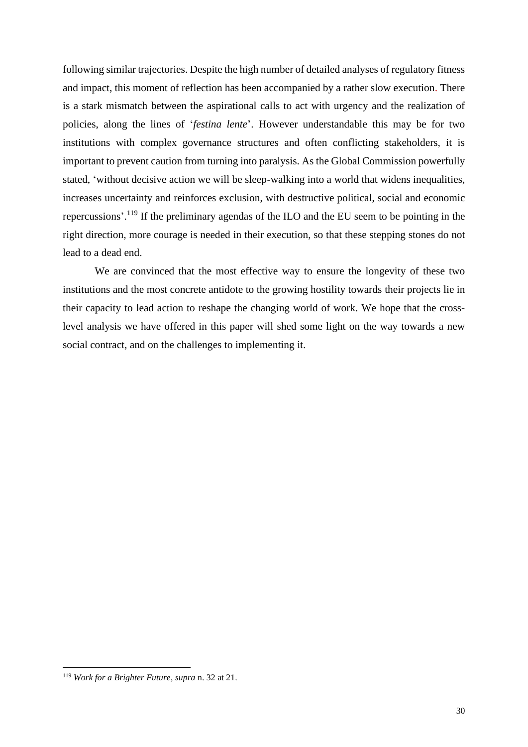following similar trajectories. Despite the high number of detailed analyses of regulatory fitness and impact, this moment of reflection has been accompanied by a rather slow execution. There is a stark mismatch between the aspirational calls to act with urgency and the realization of policies, along the lines of '*festina lente*'. However understandable this may be for two institutions with complex governance structures and often conflicting stakeholders, it is important to prevent caution from turning into paralysis. As the Global Commission powerfully stated, 'without decisive action we will be sleep-walking into a world that widens inequalities, increases uncertainty and reinforces exclusion, with destructive political, social and economic repercussions'.[119] If the preliminary agendas of the ILO and the EU seem to be pointing in the right direction, more courage is needed in their execution, so that these stepping stones do not lead to a dead end.

We are convinced that the most effective way to ensure the longevity of these two institutions and the most concrete antidote to the growing hostility towards their projects lie in their capacity to lead action to reshape the changing world of work. We hope that the cross-level analysis we have offered in this paper will shed some light on the way towards a new social contract, and on the challenges to implementing it.

---

[119] *Work for a Brighter Future*, *supra* n. 32 at 21.